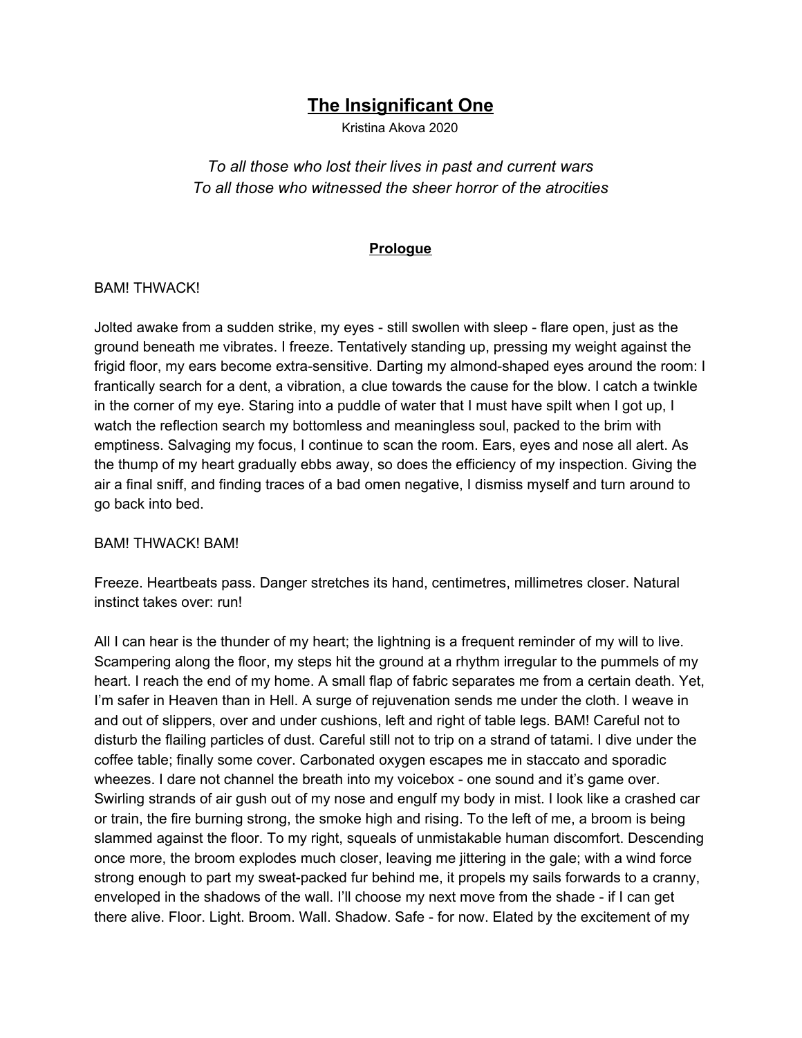# The Insignificant One

Kristina Akova 2020

*To all those who lost their lives in past and current wars*
*To all those who witnessed the sheer horror of the atrocities*

## Prologue

BAM! THWACK!

Jolted awake from a sudden strike, my eyes - still swollen with sleep - flare open, just as the ground beneath me vibrates. I freeze. Tentatively standing up, pressing my weight against the frigid floor, my ears become extra-sensitive. Darting my almond-shaped eyes around the room: I frantically search for a dent, a vibration, a clue towards the cause for the blow. I catch a twinkle in the corner of my eye. Staring into a puddle of water that I must have spilt when I got up, I watch the reflection search my bottomless and meaningless soul, packed to the brim with emptiness. Salvaging my focus, I continue to scan the room. Ears, eyes and nose all alert. As the thump of my heart gradually ebbs away, so does the efficiency of my inspection. Giving the air a final sniff, and finding traces of a bad omen negative, I dismiss myself and turn around to go back into bed.

BAM! THWACK! BAM!

Freeze. Heartbeats pass. Danger stretches its hand, centimetres, millimetres closer. Natural instinct takes over: run!

All I can hear is the thunder of my heart; the lightning is a frequent reminder of my will to live. Scampering along the floor, my steps hit the ground at a rhythm irregular to the pummels of my heart. I reach the end of my home. A small flap of fabric separates me from a certain death. Yet, I'm safer in Heaven than in Hell. A surge of rejuvenation sends me under the cloth. I weave in and out of slippers, over and under cushions, left and right of table legs. BAM! Careful not to disturb the flailing particles of dust. Careful still not to trip on a strand of tatami. I dive under the coffee table; finally some cover. Carbonated oxygen escapes me in staccato and sporadic wheezes. I dare not channel the breath into my voicebox - one sound and it's game over. Swirling strands of air gush out of my nose and engulf my body in mist. I look like a crashed car or train, the fire burning strong, the smoke high and rising. To the left of me, a broom is being slammed against the floor. To my right, squeals of unmistakable human discomfort. Descending once more, the broom explodes much closer, leaving me jittering in the gale; with a wind force strong enough to part my sweat-packed fur behind me, it propels my sails forwards to a cranny, enveloped in the shadows of the wall. I'll choose my next move from the shade - if I can get there alive. Floor. Light. Broom. Wall. Shadow. Safe - for now. Elated by the excitement of my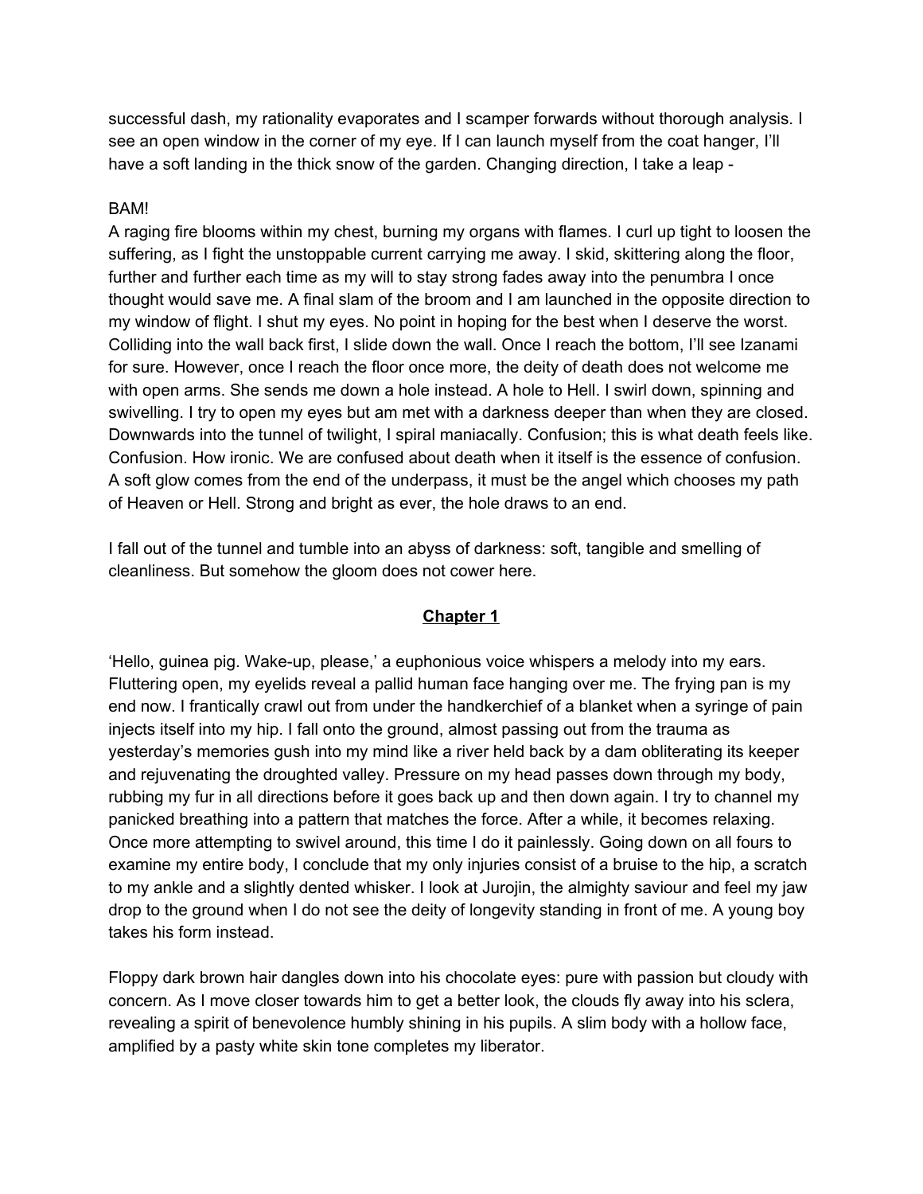successful dash, my rationality evaporates and I scamper forwards without thorough analysis. I see an open window in the corner of my eye. If I can launch myself from the coat hanger, I'll have a soft landing in the thick snow of the garden. Changing direction, I take a leap -

BAM!

A raging fire blooms within my chest, burning my organs with flames. I curl up tight to loosen the suffering, as I fight the unstoppable current carrying me away. I skid, skittering along the floor, further and further each time as my will to stay strong fades away into the penumbra I once thought would save me. A final slam of the broom and I am launched in the opposite direction to my window of flight. I shut my eyes. No point in hoping for the best when I deserve the worst. Colliding into the wall back first, I slide down the wall. Once I reach the bottom, I'll see Izanami for sure. However, once I reach the floor once more, the deity of death does not welcome me with open arms. She sends me down a hole instead. A hole to Hell. I swirl down, spinning and swivelling. I try to open my eyes but am met with a darkness deeper than when they are closed. Downwards into the tunnel of twilight, I spiral maniacally. Confusion; this is what death feels like. Confusion. How ironic. We are confused about death when it itself is the essence of confusion. A soft glow comes from the end of the underpass, it must be the angel which chooses my path of Heaven or Hell. Strong and bright as ever, the hole draws to an end.

I fall out of the tunnel and tumble into an abyss of darkness: soft, tangible and smelling of cleanliness. But somehow the gloom does not cower here.

## <u>Chapter 1</u>

'Hello, guinea pig. Wake-up, please,' a euphonious voice whispers a melody into my ears. Fluttering open, my eyelids reveal a pallid human face hanging over me. The frying pan is my end now. I frantically crawl out from under the handkerchief of a blanket when a syringe of pain injects itself into my hip. I fall onto the ground, almost passing out from the trauma as yesterday's memories gush into my mind like a river held back by a dam obliterating its keeper and rejuvenating the droughted valley. Pressure on my head passes down through my body, rubbing my fur in all directions before it goes back up and then down again. I try to channel my panicked breathing into a pattern that matches the force. After a while, it becomes relaxing. Once more attempting to swivel around, this time I do it painlessly. Going down on all fours to examine my entire body, I conclude that my only injuries consist of a bruise to the hip, a scratch to my ankle and a slightly dented whisker. I look at Jurojin, the almighty saviour and feel my jaw drop to the ground when I do not see the deity of longevity standing in front of me. A young boy takes his form instead.

Floppy dark brown hair dangles down into his chocolate eyes: pure with passion but cloudy with concern. As I move closer towards him to get a better look, the clouds fly away into his sclera, revealing a spirit of benevolence humbly shining in his pupils. A slim body with a hollow face, amplified by a pasty white skin tone completes my liberator.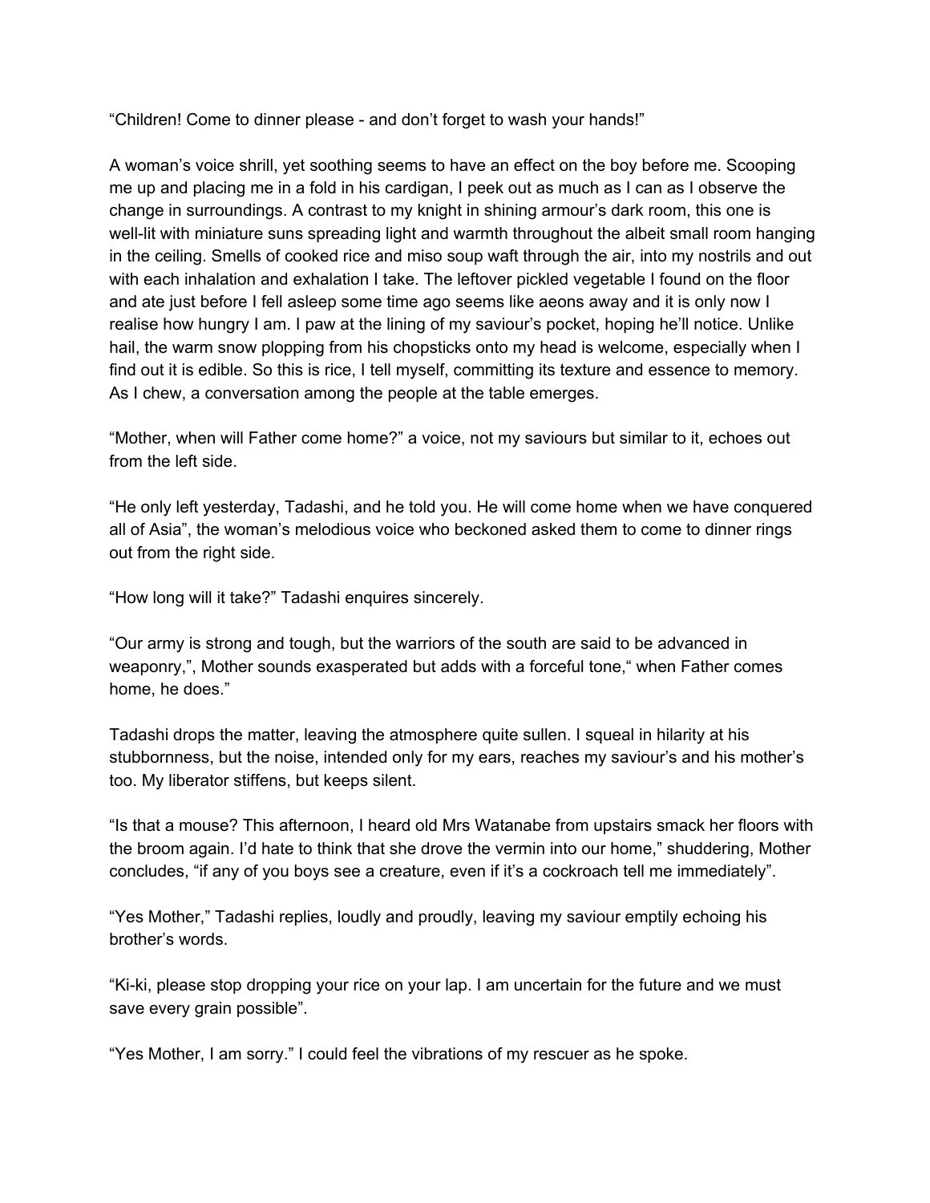“Children! Come to dinner please - and don’t forget to wash your hands!”

A woman’s voice shrill, yet soothing seems to have an effect on the boy before me. Scooping me up and placing me in a fold in his cardigan, I peek out as much as I can as I observe the change in surroundings. A contrast to my knight in shining armour’s dark room, this one is well-lit with miniature suns spreading light and warmth throughout the albeit small room hanging in the ceiling. Smells of cooked rice and miso soup waft through the air, into my nostrils and out with each inhalation and exhalation I take. The leftover pickled vegetable I found on the floor and ate just before I fell asleep some time ago seems like aeons away and it is only now I realise how hungry I am. I paw at the lining of my saviour’s pocket, hoping he’ll notice. Unlike hail, the warm snow plopping from his chopsticks onto my head is welcome, especially when I find out it is edible. So this is rice, I tell myself, committing its texture and essence to memory. As I chew, a conversation among the people at the table emerges.

“Mother, when will Father come home?” a voice, not my saviours but similar to it, echoes out from the left side.

“He only left yesterday, Tadashi, and he told you. He will come home when we have conquered all of Asia”, the woman’s melodious voice who beckoned asked them to come to dinner rings out from the right side.

“How long will it take?” Tadashi enquires sincerely.

“Our army is strong and tough, but the warriors of the south are said to be advanced in weaponry,”, Mother sounds exasperated but adds with a forceful tone,“ when Father comes home, he does.”

Tadashi drops the matter, leaving the atmosphere quite sullen. I squeal in hilarity at his stubbornness, but the noise, intended only for my ears, reaches my saviour’s and his mother’s too. My liberator stiffens, but keeps silent.

“Is that a mouse? This afternoon, I heard old Mrs Watanabe from upstairs smack her floors with the broom again. I’d hate to think that she drove the vermin into our home,” shuddering, Mother concludes, “if any of you boys see a creature, even if it’s a cockroach tell me immediately”.

“Yes Mother,” Tadashi replies, loudly and proudly, leaving my saviour emptily echoing his brother’s words.

“Ki-ki, please stop dropping your rice on your lap. I am uncertain for the future and we must save every grain possible”.

“Yes Mother, I am sorry.” I could feel the vibrations of my rescuer as he spoke.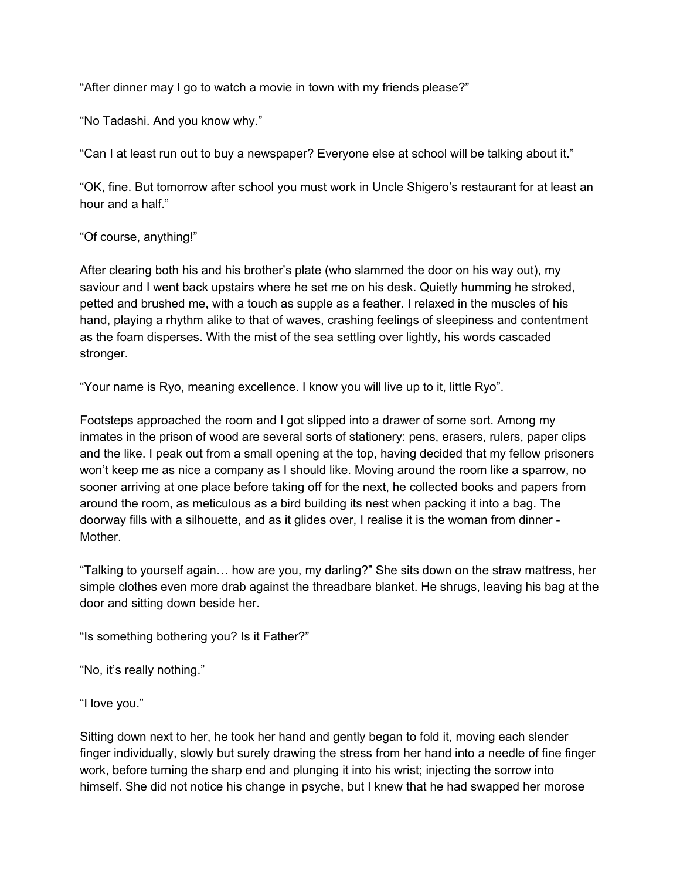“After dinner may I go to watch a movie in town with my friends please?”

“No Tadashi. And you know why.”

“Can I at least run out to buy a newspaper? Everyone else at school will be talking about it.”

“OK, fine. But tomorrow after school you must work in Uncle Shigero’s restaurant for at least an hour and a half.”

“Of course, anything!”

After clearing both his and his brother’s plate (who slammed the door on his way out), my saviour and I went back upstairs where he set me on his desk. Quietly humming he stroked, petted and brushed me, with a touch as supple as a feather. I relaxed in the muscles of his hand, playing a rhythm alike to that of waves, crashing feelings of sleepiness and contentment as the foam disperses. With the mist of the sea settling over lightly, his words cascaded stronger.

“Your name is Ryo, meaning excellence. I know you will live up to it, little Ryo”.

Footsteps approached the room and I got slipped into a drawer of some sort. Among my inmates in the prison of wood are several sorts of stationery: pens, erasers, rulers, paper clips and the like. I peak out from a small opening at the top, having decided that my fellow prisoners won’t keep me as nice a company as I should like. Moving around the room like a sparrow, no sooner arriving at one place before taking off for the next, he collected books and papers from around the room, as meticulous as a bird building its nest when packing it into a bag. The doorway fills with a silhouette, and as it glides over, I realise it is the woman from dinner - Mother.

“Talking to yourself again… how are you, my darling?” She sits down on the straw mattress, her simple clothes even more drab against the threadbare blanket. He shrugs, leaving his bag at the door and sitting down beside her.

“Is something bothering you? Is it Father?”

“No, it’s really nothing.”

“I love you.”

Sitting down next to her, he took her hand and gently began to fold it, moving each slender finger individually, slowly but surely drawing the stress from her hand into a needle of fine finger work, before turning the sharp end and plunging it into his wrist; injecting the sorrow into himself. She did not notice his change in psyche, but I knew that he had swapped her morose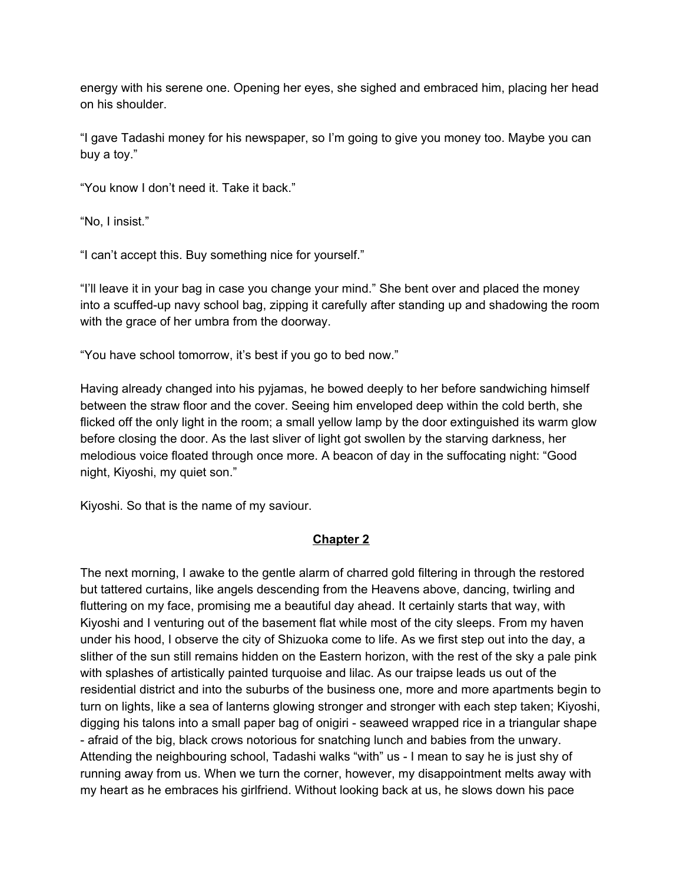energy with his serene one. Opening her eyes, she sighed and embraced him, placing her head on his shoulder.

“I gave Tadashi money for his newspaper, so I’m going to give you money too. Maybe you can buy a toy.”

“You know I don’t need it. Take it back.”

“No, I insist.”

“I can’t accept this. Buy something nice for yourself.”

“I’ll leave it in your bag in case you change your mind.” She bent over and placed the money into a scuffed-up navy school bag, zipping it carefully after standing up and shadowing the room with the grace of her umbra from the doorway.

“You have school tomorrow, it’s best if you go to bed now.”

Having already changed into his pyjamas, he bowed deeply to her before sandwiching himself between the straw floor and the cover. Seeing him enveloped deep within the cold berth, she flicked off the only light in the room; a small yellow lamp by the door extinguished its warm glow before closing the door. As the last sliver of light got swollen by the starving darkness, her melodious voice floated through once more. A beacon of day in the suffocating night: “Good night, Kiyoshi, my quiet son.”

Kiyoshi. So that is the name of my saviour.

## Chapter 2

The next morning, I awake to the gentle alarm of charred gold filtering in through the restored but tattered curtains, like angels descending from the Heavens above, dancing, twirling and fluttering on my face, promising me a beautiful day ahead. It certainly starts that way, with Kiyoshi and I venturing out of the basement flat while most of the city sleeps. From my haven under his hood, I observe the city of Shizuoka come to life. As we first step out into the day, a slither of the sun still remains hidden on the Eastern horizon, with the rest of the sky a pale pink with splashes of artistically painted turquoise and lilac. As our traipse leads us out of the residential district and into the suburbs of the business one, more and more apartments begin to turn on lights, like a sea of lanterns glowing stronger and stronger with each step taken; Kiyoshi, digging his talons into a small paper bag of onigiri - seaweed wrapped rice in a triangular shape - afraid of the big, black crows notorious for snatching lunch and babies from the unwary. Attending the neighbouring school, Tadashi walks “with” us - I mean to say he is just shy of running away from us. When we turn the corner, however, my disappointment melts away with my heart as he embraces his girlfriend. Without looking back at us, he slows down his pace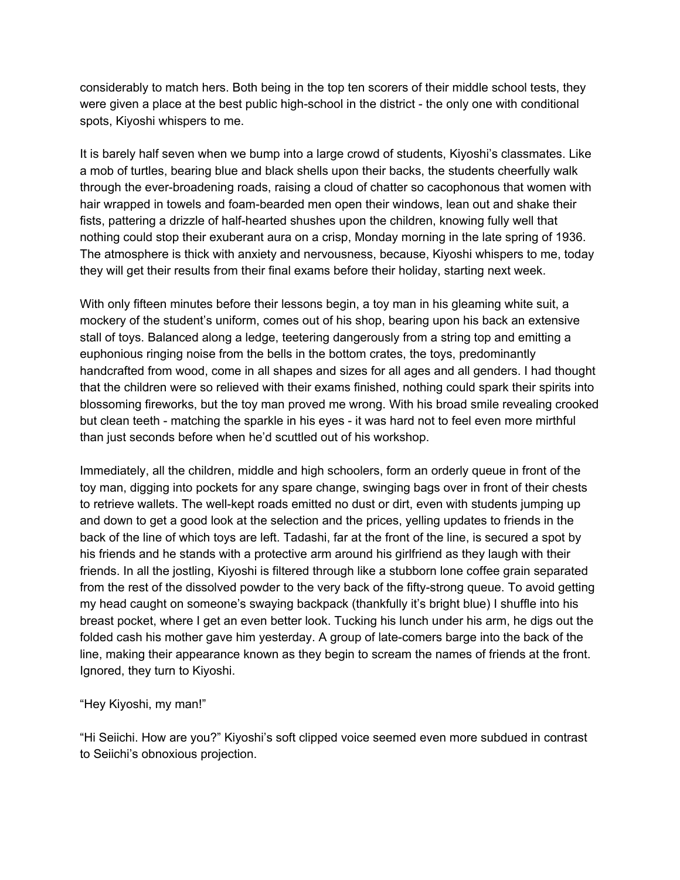considerably to match hers. Both being in the top ten scorers of their middle school tests, they were given a place at the best public high-school in the district - the only one with conditional spots, Kiyoshi whispers to me.

It is barely half seven when we bump into a large crowd of students, Kiyoshi's classmates. Like a mob of turtles, bearing blue and black shells upon their backs, the students cheerfully walk through the ever-broadening roads, raising a cloud of chatter so cacophonous that women with hair wrapped in towels and foam-bearded men open their windows, lean out and shake their fists, pattering a drizzle of half-hearted shushes upon the children, knowing fully well that nothing could stop their exuberant aura on a crisp, Monday morning in the late spring of 1936. The atmosphere is thick with anxiety and nervousness, because, Kiyoshi whispers to me, today they will get their results from their final exams before their holiday, starting next week.

With only fifteen minutes before their lessons begin, a toy man in his gleaming white suit, a mockery of the student's uniform, comes out of his shop, bearing upon his back an extensive stall of toys. Balanced along a ledge, teetering dangerously from a string top and emitting a euphonious ringing noise from the bells in the bottom crates, the toys, predominantly handcrafted from wood, come in all shapes and sizes for all ages and all genders. I had thought that the children were so relieved with their exams finished, nothing could spark their spirits into blossoming fireworks, but the toy man proved me wrong. With his broad smile revealing crooked but clean teeth - matching the sparkle in his eyes - it was hard not to feel even more mirthful than just seconds before when he'd scuttled out of his workshop.

Immediately, all the children, middle and high schoolers, form an orderly queue in front of the toy man, digging into pockets for any spare change, swinging bags over in front of their chests to retrieve wallets. The well-kept roads emitted no dust or dirt, even with students jumping up and down to get a good look at the selection and the prices, yelling updates to friends in the back of the line of which toys are left. Tadashi, far at the front of the line, is secured a spot by his friends and he stands with a protective arm around his girlfriend as they laugh with their friends. In all the jostling, Kiyoshi is filtered through like a stubborn lone coffee grain separated from the rest of the dissolved powder to the very back of the fifty-strong queue. To avoid getting my head caught on someone's swaying backpack (thankfully it's bright blue) I shuffle into his breast pocket, where I get an even better look. Tucking his lunch under his arm, he digs out the folded cash his mother gave him yesterday. A group of late-comers barge into the back of the line, making their appearance known as they begin to scream the names of friends at the front. Ignored, they turn to Kiyoshi.

"Hey Kiyoshi, my man!"

"Hi Seiichi. How are you?" Kiyoshi's soft clipped voice seemed even more subdued in contrast to Seiichi's obnoxious projection.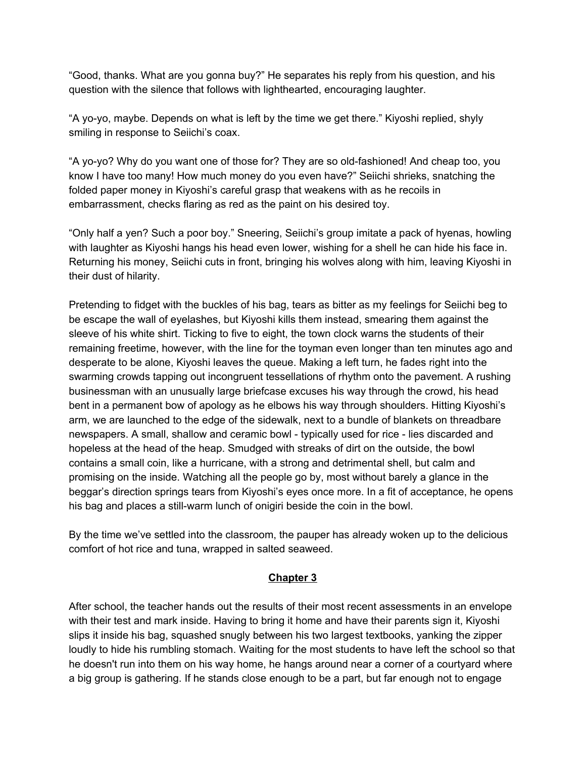"Good, thanks. What are you gonna buy?" He separates his reply from his question, and his question with the silence that follows with lighthearted, encouraging laughter.

"A yo-yo, maybe. Depends on what is left by the time we get there." Kiyoshi replied, shyly smiling in response to Seiichi's coax.

"A yo-yo? Why do you want one of those for? They are so old-fashioned! And cheap too, you know I have too many! How much money do you even have?" Seiichi shrieks, snatching the folded paper money in Kiyoshi's careful grasp that weakens with as he recoils in embarrassment, checks flaring as red as the paint on his desired toy.

"Only half a yen? Such a poor boy." Sneering, Seiichi's group imitate a pack of hyenas, howling with laughter as Kiyoshi hangs his head even lower, wishing for a shell he can hide his face in. Returning his money, Seiichi cuts in front, bringing his wolves along with him, leaving Kiyoshi in their dust of hilarity.

Pretending to fidget with the buckles of his bag, tears as bitter as my feelings for Seiichi beg to be escape the wall of eyelashes, but Kiyoshi kills them instead, smearing them against the sleeve of his white shirt. Ticking to five to eight, the town clock warns the students of their remaining freetime, however, with the line for the toyman even longer than ten minutes ago and desperate to be alone, Kiyoshi leaves the queue. Making a left turn, he fades right into the swarming crowds tapping out incongruent tessellations of rhythm onto the pavement. A rushing businessman with an unusually large briefcase excuses his way through the crowd, his head bent in a permanent bow of apology as he elbows his way through shoulders. Hitting Kiyoshi's arm, we are launched to the edge of the sidewalk, next to a bundle of blankets on threadbare newspapers. A small, shallow and ceramic bowl - typically used for rice - lies discarded and hopeless at the head of the heap. Smudged with streaks of dirt on the outside, the bowl contains a small coin, like a hurricane, with a strong and detrimental shell, but calm and promising on the inside. Watching all the people go by, most without barely a glance in the beggar's direction springs tears from Kiyoshi's eyes once more. In a fit of acceptance, he opens his bag and places a still-warm lunch of onigiri beside the coin in the bowl.

By the time we've settled into the classroom, the pauper has already woken up to the delicious comfort of hot rice and tuna, wrapped in salted seaweed.

## Chapter 3

After school, the teacher hands out the results of their most recent assessments in an envelope with their test and mark inside. Having to bring it home and have their parents sign it, Kiyoshi slips it inside his bag, squashed snugly between his two largest textbooks, yanking the zipper loudly to hide his rumbling stomach. Waiting for the most students to have left the school so that he doesn't run into them on his way home, he hangs around near a corner of a courtyard where a big group is gathering. If he stands close enough to be a part, but far enough not to engage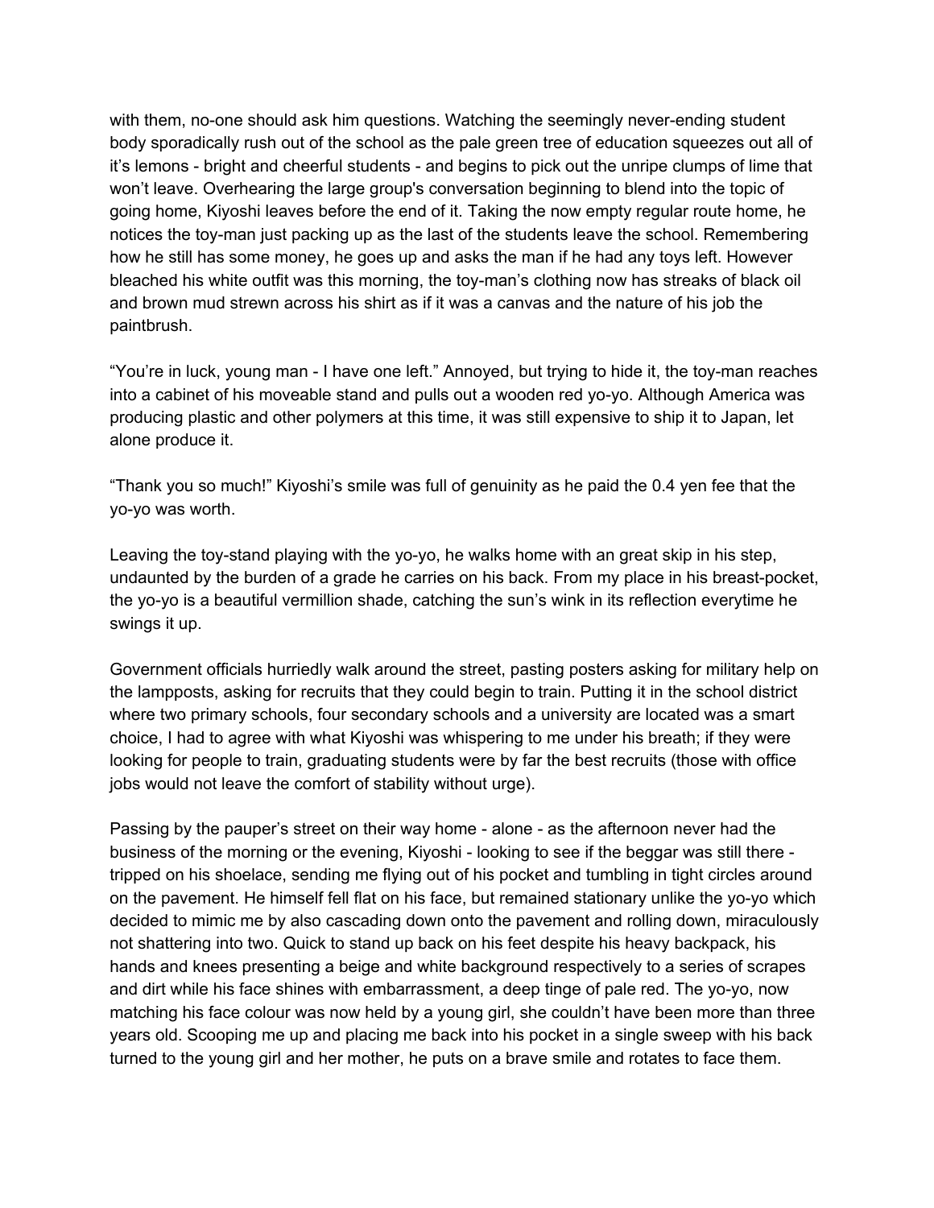with them, no-one should ask him questions. Watching the seemingly never-ending student body sporadically rush out of the school as the pale green tree of education squeezes out all of it's lemons - bright and cheerful students - and begins to pick out the unripe clumps of lime that won't leave. Overhearing the large group's conversation beginning to blend into the topic of going home, Kiyoshi leaves before the end of it. Taking the now empty regular route home, he notices the toy-man just packing up as the last of the students leave the school. Remembering how he still has some money, he goes up and asks the man if he had any toys left. However bleached his white outfit was this morning, the toy-man's clothing now has streaks of black oil and brown mud strewn across his shirt as if it was a canvas and the nature of his job the paintbrush.

"You're in luck, young man - I have one left." Annoyed, but trying to hide it, the toy-man reaches into a cabinet of his moveable stand and pulls out a wooden red yo-yo. Although America was producing plastic and other polymers at this time, it was still expensive to ship it to Japan, let alone produce it.

"Thank you so much!" Kiyoshi's smile was full of genuinity as he paid the 0.4 yen fee that the yo-yo was worth.

Leaving the toy-stand playing with the yo-yo, he walks home with an great skip in his step, undaunted by the burden of a grade he carries on his back. From my place in his breast-pocket, the yo-yo is a beautiful vermillion shade, catching the sun's wink in its reflection everytime he swings it up.

Government officials hurriedly walk around the street, pasting posters asking for military help on the lampposts, asking for recruits that they could begin to train. Putting it in the school district where two primary schools, four secondary schools and a university are located was a smart choice, I had to agree with what Kiyoshi was whispering to me under his breath; if they were looking for people to train, graduating students were by far the best recruits (those with office jobs would not leave the comfort of stability without urge).

Passing by the pauper's street on their way home - alone - as the afternoon never had the business of the morning or the evening, Kiyoshi - looking to see if the beggar was still there - tripped on his shoelace, sending me flying out of his pocket and tumbling in tight circles around on the pavement. He himself fell flat on his face, but remained stationary unlike the yo-yo which decided to mimic me by also cascading down onto the pavement and rolling down, miraculously not shattering into two. Quick to stand up back on his feet despite his heavy backpack, his hands and knees presenting a beige and white background respectively to a series of scrapes and dirt while his face shines with embarrassment, a deep tinge of pale red. The yo-yo, now matching his face colour was now held by a young girl, she couldn't have been more than three years old. Scooping me up and placing me back into his pocket in a single sweep with his back turned to the young girl and her mother, he puts on a brave smile and rotates to face them.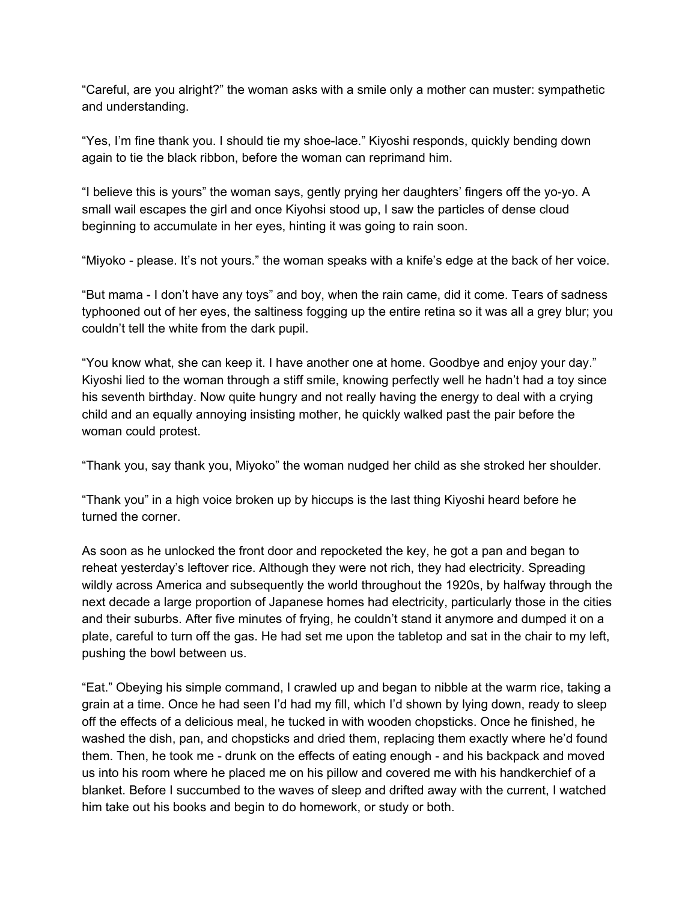“Careful, are you alright?” the woman asks with a smile only a mother can muster: sympathetic and understanding.

“Yes, I’m fine thank you. I should tie my shoe-lace.” Kiyoshi responds, quickly bending down again to tie the black ribbon, before the woman can reprimand him.

“I believe this is yours” the woman says, gently prying her daughters’ fingers off the yo-yo. A small wail escapes the girl and once Kiyohsi stood up, I saw the particles of dense cloud beginning to accumulate in her eyes, hinting it was going to rain soon.

“Miyoko - please. It’s not yours.” the woman speaks with a knife’s edge at the back of her voice.

“But mama - I don’t have any toys” and boy, when the rain came, did it come. Tears of sadness typhooned out of her eyes, the saltiness fogging up the entire retina so it was all a grey blur; you couldn’t tell the white from the dark pupil.

“You know what, she can keep it. I have another one at home. Goodbye and enjoy your day.” Kiyoshi lied to the woman through a stiff smile, knowing perfectly well he hadn’t had a toy since his seventh birthday. Now quite hungry and not really having the energy to deal with a crying child and an equally annoying insisting mother, he quickly walked past the pair before the woman could protest.

“Thank you, say thank you, Miyoko” the woman nudged her child as she stroked her shoulder.

“Thank you” in a high voice broken up by hiccups is the last thing Kiyoshi heard before he turned the corner.

As soon as he unlocked the front door and repocketed the key, he got a pan and began to reheat yesterday’s leftover rice. Although they were not rich, they had electricity. Spreading wildly across America and subsequently the world throughout the 1920s, by halfway through the next decade a large proportion of Japanese homes had electricity, particularly those in the cities and their suburbs. After five minutes of frying, he couldn’t stand it anymore and dumped it on a plate, careful to turn off the gas. He had set me upon the tabletop and sat in the chair to my left, pushing the bowl between us.

“Eat.” Obeying his simple command, I crawled up and began to nibble at the warm rice, taking a grain at a time. Once he had seen I’d had my fill, which I’d shown by lying down, ready to sleep off the effects of a delicious meal, he tucked in with wooden chopsticks. Once he finished, he washed the dish, pan, and chopsticks and dried them, replacing them exactly where he’d found them. Then, he took me - drunk on the effects of eating enough - and his backpack and moved us into his room where he placed me on his pillow and covered me with his handkerchief of a blanket. Before I succumbed to the waves of sleep and drifted away with the current, I watched him take out his books and begin to do homework, or study or both.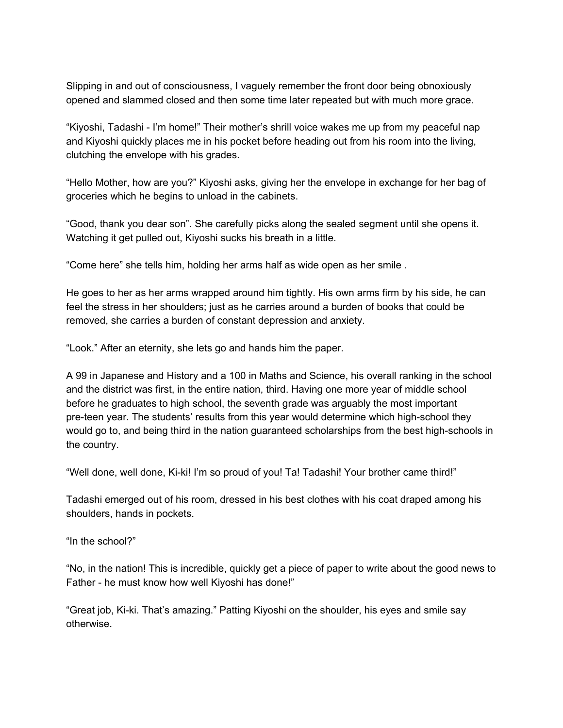Slipping in and out of consciousness, I vaguely remember the front door being obnoxiously opened and slammed closed and then some time later repeated but with much more grace.

“Kiyoshi, Tadashi - I’m home!” Their mother’s shrill voice wakes me up from my peaceful nap and Kiyoshi quickly places me in his pocket before heading out from his room into the living, clutching the envelope with his grades.

“Hello Mother, how are you?” Kiyoshi asks, giving her the envelope in exchange for her bag of groceries which he begins to unload in the cabinets.

“Good, thank you dear son”. She carefully picks along the sealed segment until she opens it. Watching it get pulled out, Kiyoshi sucks his breath in a little.

“Come here” she tells him, holding her arms half as wide open as her smile .

He goes to her as her arms wrapped around him tightly. His own arms firm by his side, he can feel the stress in her shoulders; just as he carries around a burden of books that could be removed, she carries a burden of constant depression and anxiety.

“Look.” After an eternity, she lets go and hands him the paper.

A 99 in Japanese and History and a 100 in Maths and Science, his overall ranking in the school and the district was first, in the entire nation, third. Having one more year of middle school before he graduates to high school, the seventh grade was arguably the most important pre-teen year. The students’ results from this year would determine which high-school they would go to, and being third in the nation guaranteed scholarships from the best high-schools in the country.

“Well done, well done, Ki-ki! I’m so proud of you! Ta! Tadashi! Your brother came third!”

Tadashi emerged out of his room, dressed in his best clothes with his coat draped among his shoulders, hands in pockets.

“In the school?”

“No, in the nation! This is incredible, quickly get a piece of paper to write about the good news to Father - he must know how well Kiyoshi has done!”

“Great job, Ki-ki. That’s amazing.” Patting Kiyoshi on the shoulder, his eyes and smile say otherwise.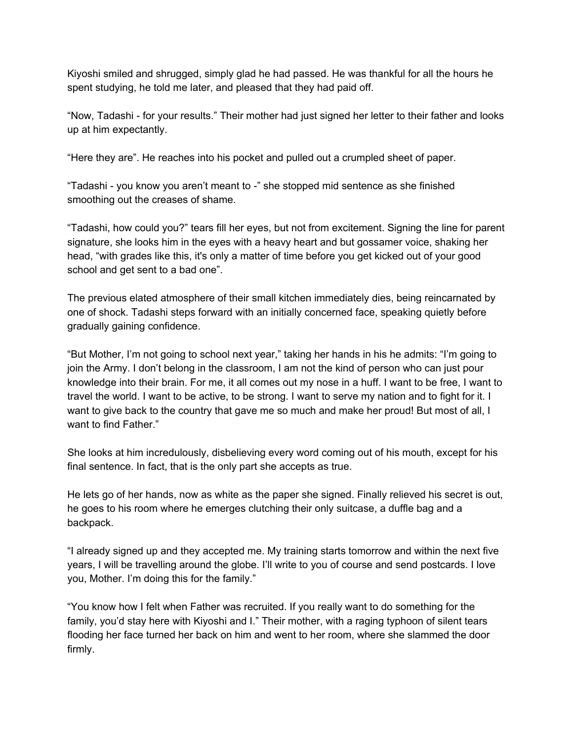Kiyoshi smiled and shrugged, simply glad he had passed. He was thankful for all the hours he spent studying, he told me later, and pleased that they had paid off.

“Now, Tadashi - for your results.” Their mother had just signed her letter to their father and looks up at him expectantly.

“Here they are”. He reaches into his pocket and pulled out a crumpled sheet of paper.

“Tadashi - you know you aren’t meant to -” she stopped mid sentence as she finished smoothing out the creases of shame.

“Tadashi, how could you?” tears fill her eyes, but not from excitement. Signing the line for parent signature, she looks him in the eyes with a heavy heart and but gossamer voice, shaking her head, “with grades like this, it's only a matter of time before you get kicked out of your good school and get sent to a bad one”.

The previous elated atmosphere of their small kitchen immediately dies, being reincarnated by one of shock. Tadashi steps forward with an initially concerned face, speaking quietly before gradually gaining confidence.

“But Mother, I’m not going to school next year,” taking her hands in his he admits: “I’m going to join the Army. I don’t belong in the classroom, I am not the kind of person who can just pour knowledge into their brain. For me, it all comes out my nose in a huff. I want to be free, I want to travel the world. I want to be active, to be strong. I want to serve my nation and to fight for it. I want to give back to the country that gave me so much and make her proud! But most of all, I want to find Father.”

She looks at him incredulously, disbelieving every word coming out of his mouth, except for his final sentence. In fact, that is the only part she accepts as true.

He lets go of her hands, now as white as the paper she signed. Finally relieved his secret is out, he goes to his room where he emerges clutching their only suitcase, a duffle bag and a backpack.

“I already signed up and they accepted me. My training starts tomorrow and within the next five years, I will be travelling around the globe. I’ll write to you of course and send postcards. I love you, Mother. I’m doing this for the family.”

“You know how I felt when Father was recruited. If you really want to do something for the family, you’d stay here with Kiyoshi and I.” Their mother, with a raging typhoon of silent tears flooding her face turned her back on him and went to her room, where she slammed the door firmly.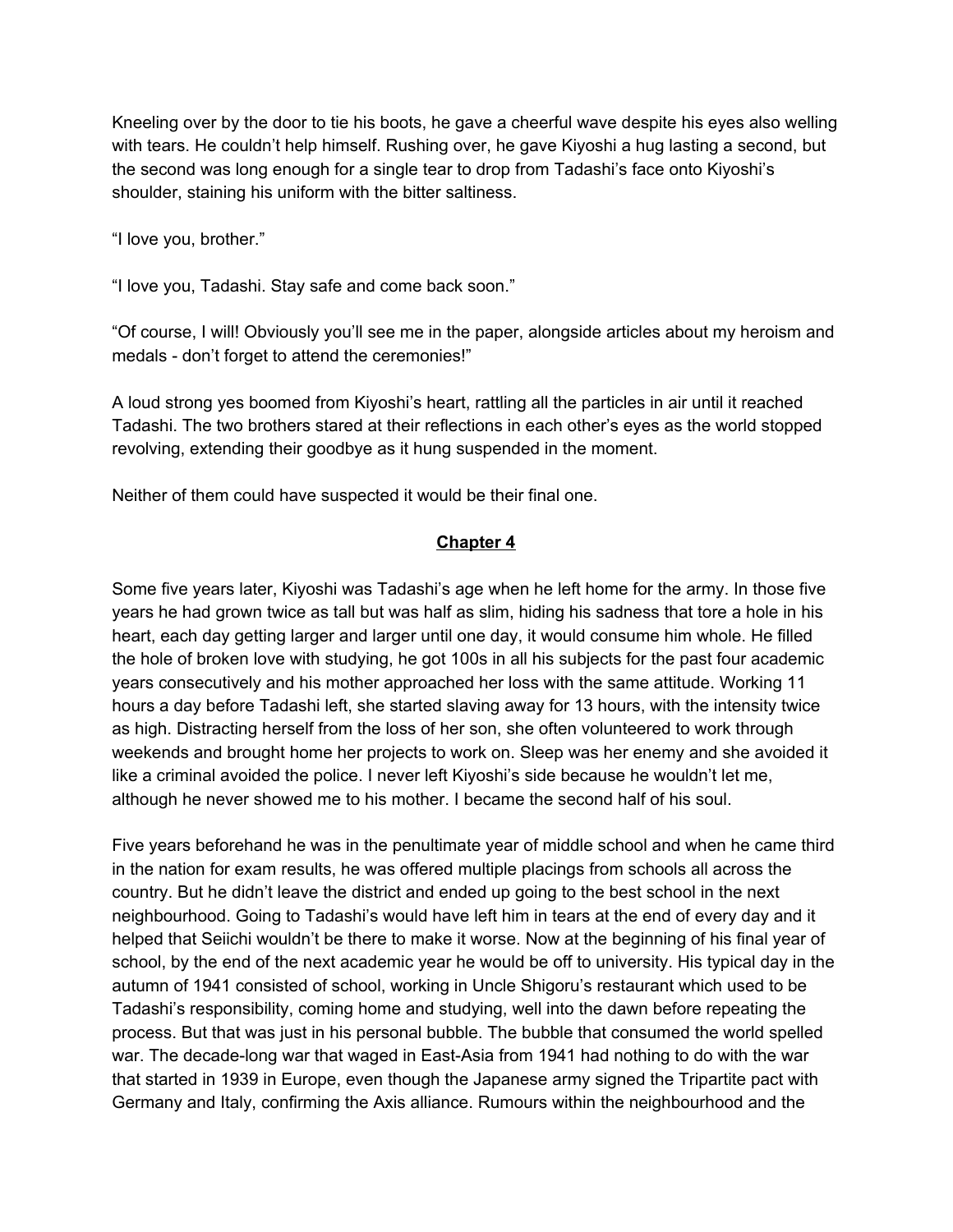Kneeling over by the door to tie his boots, he gave a cheerful wave despite his eyes also welling with tears. He couldn't help himself. Rushing over, he gave Kiyoshi a hug lasting a second, but the second was long enough for a single tear to drop from Tadashi's face onto Kiyoshi's shoulder, staining his uniform with the bitter saltiness.

"I love you, brother."

"I love you, Tadashi. Stay safe and come back soon."

"Of course, I will! Obviously you'll see me in the paper, alongside articles about my heroism and medals - don't forget to attend the ceremonies!"

A loud strong yes boomed from Kiyoshi's heart, rattling all the particles in air until it reached Tadashi. The two brothers stared at their reflections in each other's eyes as the world stopped revolving, extending their goodbye as it hung suspended in the moment.

Neither of them could have suspected it would be their final one.

## Chapter 4

Some five years later, Kiyoshi was Tadashi's age when he left home for the army. In those five years he had grown twice as tall but was half as slim, hiding his sadness that tore a hole in his heart, each day getting larger and larger until one day, it would consume him whole. He filled the hole of broken love with studying, he got 100s in all his subjects for the past four academic years consecutively and his mother approached her loss with the same attitude. Working 11 hours a day before Tadashi left, she started slaving away for 13 hours, with the intensity twice as high. Distracting herself from the loss of her son, she often volunteered to work through weekends and brought home her projects to work on. Sleep was her enemy and she avoided it like a criminal avoided the police. I never left Kiyoshi's side because he wouldn't let me, although he never showed me to his mother. I became the second half of his soul.

Five years beforehand he was in the penultimate year of middle school and when he came third in the nation for exam results, he was offered multiple placings from schools all across the country. But he didn't leave the district and ended up going to the best school in the next neighbourhood. Going to Tadashi's would have left him in tears at the end of every day and it helped that Seiichi wouldn't be there to make it worse. Now at the beginning of his final year of school, by the end of the next academic year he would be off to university. His typical day in the autumn of 1941 consisted of school, working in Uncle Shigoru's restaurant which used to be Tadashi's responsibility, coming home and studying, well into the dawn before repeating the process. But that was just in his personal bubble. The bubble that consumed the world spelled war. The decade-long war that waged in East-Asia from 1941 had nothing to do with the war that started in 1939 in Europe, even though the Japanese army signed the Tripartite pact with Germany and Italy, confirming the Axis alliance. Rumours within the neighbourhood and the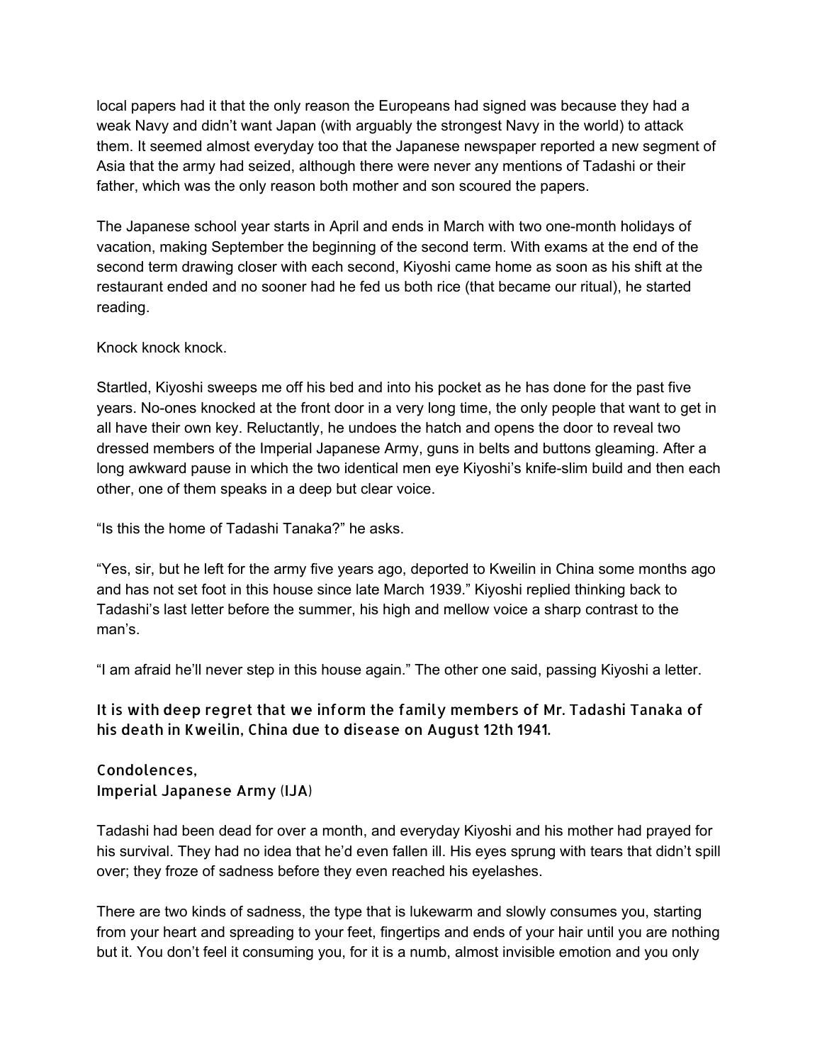local papers had it that the only reason the Europeans had signed was because they had a weak Navy and didn't want Japan (with arguably the strongest Navy in the world) to attack them. It seemed almost everyday too that the Japanese newspaper reported a new segment of Asia that the army had seized, although there were never any mentions of Tadashi or their father, which was the only reason both mother and son scoured the papers.

The Japanese school year starts in April and ends in March with two one-month holidays of vacation, making September the beginning of the second term. With exams at the end of the second term drawing closer with each second, Kiyoshi came home as soon as his shift at the restaurant ended and no sooner had he fed us both rice (that became our ritual), he started reading.

Knock knock knock.

Startled, Kiyoshi sweeps me off his bed and into his pocket as he has done for the past five years. No-ones knocked at the front door in a very long time, the only people that want to get in all have their own key. Reluctantly, he undoes the hatch and opens the door to reveal two dressed members of the Imperial Japanese Army, guns in belts and buttons gleaming. After a long awkward pause in which the two identical men eye Kiyoshi's knife-slim build and then each other, one of them speaks in a deep but clear voice.

"Is this the home of Tadashi Tanaka?" he asks.

"Yes, sir, but he left for the army five years ago, deported to Kweilin in China some months ago and has not set foot in this house since late March 1939." Kiyoshi replied thinking back to Tadashi's last letter before the summer, his high and mellow voice a sharp contrast to the man's.

"I am afraid he'll never step in this house again." The other one said, passing Kiyoshi a letter.

**It is with deep regret that we inform the family members of Mr. Tadashi Tanaka of his death in Kweilin, China due to disease on August 12th 1941.**

**Condolences,**
**Imperial Japanese Army (IJA)**

Tadashi had been dead for over a month, and everyday Kiyoshi and his mother had prayed for his survival. They had no idea that he'd even fallen ill. His eyes sprung with tears that didn't spill over; they froze of sadness before they even reached his eyelashes.

There are two kinds of sadness, the type that is lukewarm and slowly consumes you, starting from your heart and spreading to your feet, fingertips and ends of your hair until you are nothing but it. You don't feel it consuming you, for it is a numb, almost invisible emotion and you only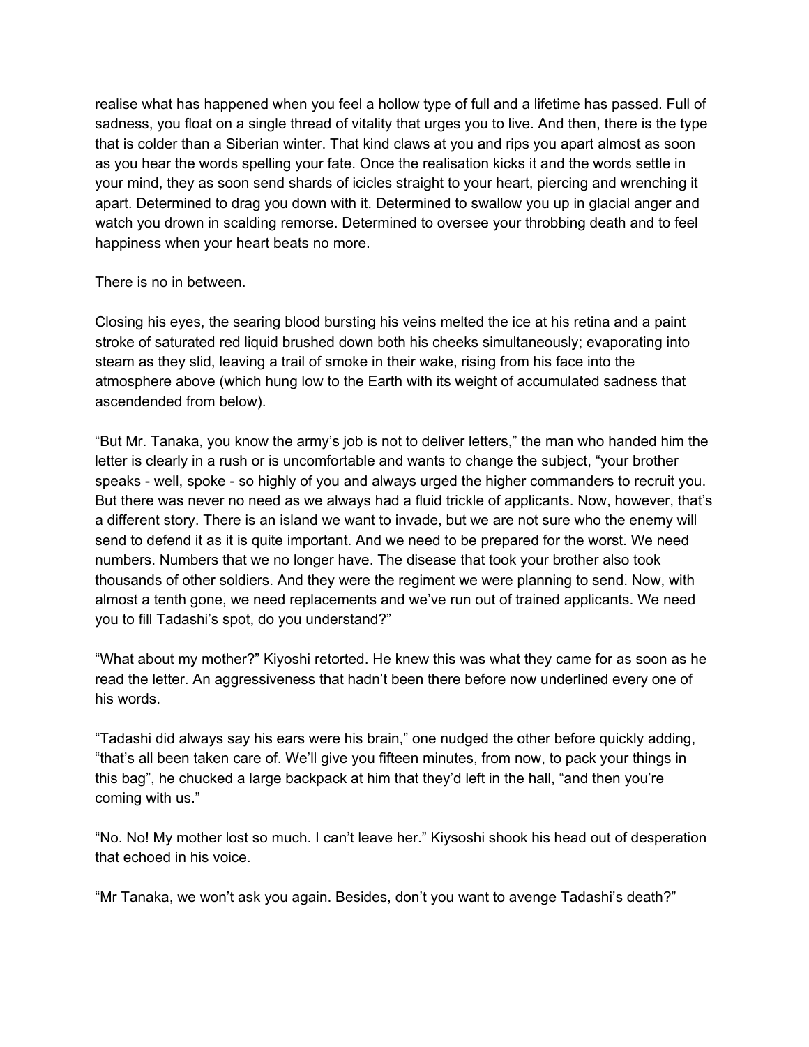realise what has happened when you feel a hollow type of full and a lifetime has passed. Full of sadness, you float on a single thread of vitality that urges you to live. And then, there is the type that is colder than a Siberian winter. That kind claws at you and rips you apart almost as soon as you hear the words spelling your fate. Once the realisation kicks it and the words settle in your mind, they as soon send shards of icicles straight to your heart, piercing and wrenching it apart. Determined to drag you down with it. Determined to swallow you up in glacial anger and watch you drown in scalding remorse. Determined to oversee your throbbing death and to feel happiness when your heart beats no more.

There is no in between.

Closing his eyes, the searing blood bursting his veins melted the ice at his retina and a paint stroke of saturated red liquid brushed down both his cheeks simultaneously; evaporating into steam as they slid, leaving a trail of smoke in their wake, rising from his face into the atmosphere above (which hung low to the Earth with its weight of accumulated sadness that ascendended from below).

“But Mr. Tanaka, you know the army’s job is not to deliver letters,” the man who handed him the letter is clearly in a rush or is uncomfortable and wants to change the subject, “your brother speaks - well, spoke - so highly of you and always urged the higher commanders to recruit you. But there was never no need as we always had a fluid trickle of applicants. Now, however, that’s a different story. There is an island we want to invade, but we are not sure who the enemy will send to defend it as it is quite important. And we need to be prepared for the worst. We need numbers. Numbers that we no longer have. The disease that took your brother also took thousands of other soldiers. And they were the regiment we were planning to send. Now, with almost a tenth gone, we need replacements and we’ve run out of trained applicants. We need you to fill Tadashi’s spot, do you understand?”

“What about my mother?” Kiyoshi retorted. He knew this was what they came for as soon as he read the letter. An aggressiveness that hadn’t been there before now underlined every one of his words.

“Tadashi did always say his ears were his brain,” one nudged the other before quickly adding, “that’s all been taken care of. We’ll give you fifteen minutes, from now, to pack your things in this bag”, he chucked a large backpack at him that they’d left in the hall, “and then you’re coming with us.”

“No. No! My mother lost so much. I can’t leave her.” Kiysoshi shook his head out of desperation that echoed in his voice.

“Mr Tanaka, we won’t ask you again. Besides, don’t you want to avenge Tadashi’s death?”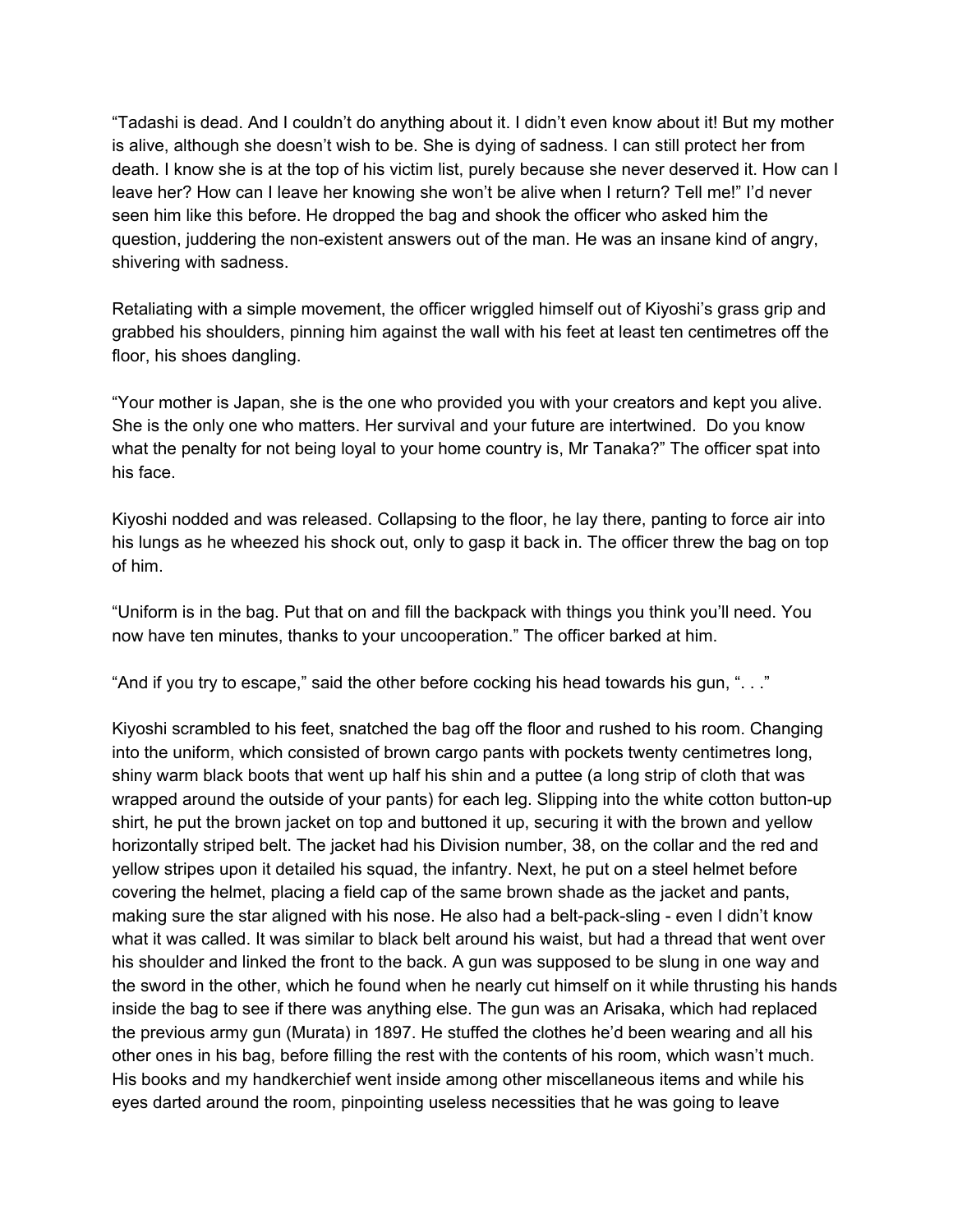"Tadashi is dead. And I couldn't do anything about it. I didn't even know about it! But my mother is alive, although she doesn't wish to be. She is dying of sadness. I can still protect her from death. I know she is at the top of his victim list, purely because she never deserved it. How can I leave her? How can I leave her knowing she won't be alive when I return? Tell me!" I'd never seen him like this before. He dropped the bag and shook the officer who asked him the question, juddering the non-existent answers out of the man. He was an insane kind of angry, shivering with sadness.

Retaliating with a simple movement, the officer wriggled himself out of Kiyoshi's grass grip and grabbed his shoulders, pinning him against the wall with his feet at least ten centimetres off the floor, his shoes dangling.

"Your mother is Japan, she is the one who provided you with your creators and kept you alive. She is the only one who matters. Her survival and your future are intertwined. Do you know what the penalty for not being loyal to your home country is, Mr Tanaka?" The officer spat into his face.

Kiyoshi nodded and was released. Collapsing to the floor, he lay there, panting to force air into his lungs as he wheezed his shock out, only to gasp it back in. The officer threw the bag on top of him.

"Uniform is in the bag. Put that on and fill the backpack with things you think you'll need. You now have ten minutes, thanks to your uncooperation." The officer barked at him.

"And if you try to escape," said the other before cocking his head towards his gun, ". . ."

Kiyoshi scrambled to his feet, snatched the bag off the floor and rushed to his room. Changing into the uniform, which consisted of brown cargo pants with pockets twenty centimetres long, shiny warm black boots that went up half his shin and a puttee (a long strip of cloth that was wrapped around the outside of your pants) for each leg. Slipping into the white cotton button-up shirt, he put the brown jacket on top and buttoned it up, securing it with the brown and yellow horizontally striped belt. The jacket had his Division number, 38, on the collar and the red and yellow stripes upon it detailed his squad, the infantry. Next, he put on a steel helmet before covering the helmet, placing a field cap of the same brown shade as the jacket and pants, making sure the star aligned with his nose. He also had a belt-pack-sling - even I didn't know what it was called. It was similar to black belt around his waist, but had a thread that went over his shoulder and linked the front to the back. A gun was supposed to be slung in one way and the sword in the other, which he found when he nearly cut himself on it while thrusting his hands inside the bag to see if there was anything else. The gun was an Arisaka, which had replaced the previous army gun (Murata) in 1897. He stuffed the clothes he'd been wearing and all his other ones in his bag, before filling the rest with the contents of his room, which wasn't much. His books and my handkerchief went inside among other miscellaneous items and while his eyes darted around the room, pinpointing useless necessities that he was going to leave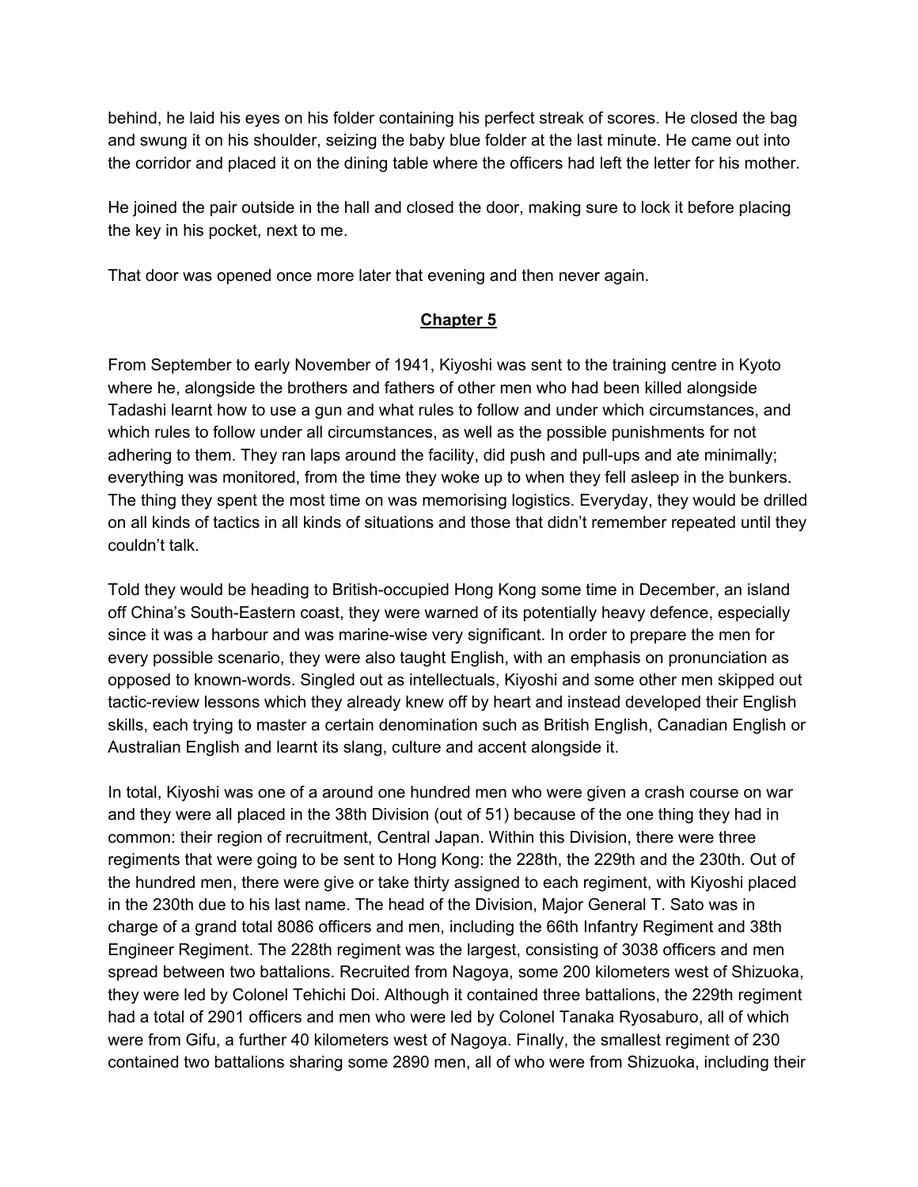behind, he laid his eyes on his folder containing his perfect streak of scores. He closed the bag and swung it on his shoulder, seizing the baby blue folder at the last minute. He came out into the corridor and placed it on the dining table where the officers had left the letter for his mother.

He joined the pair outside in the hall and closed the door, making sure to lock it before placing the key in his pocket, next to me.

That door was opened once more later that evening and then never again.

## **Chapter 5**

From September to early November of 1941, Kiyoshi was sent to the training centre in Kyoto where he, alongside the brothers and fathers of other men who had been killed alongside Tadashi learnt how to use a gun and what rules to follow and under which circumstances, and which rules to follow under all circumstances, as well as the possible punishments for not adhering to them. They ran laps around the facility, did push and pull-ups and ate minimally; everything was monitored, from the time they woke up to when they fell asleep in the bunkers. The thing they spent the most time on was memorising logistics. Everyday, they would be drilled on all kinds of tactics in all kinds of situations and those that didn't remember repeated until they couldn't talk.

Told they would be heading to British-occupied Hong Kong some time in December, an island off China's South-Eastern coast, they were warned of its potentially heavy defence, especially since it was a harbour and was marine-wise very significant. In order to prepare the men for every possible scenario, they were also taught English, with an emphasis on pronunciation as opposed to known-words. Singled out as intellectuals, Kiyoshi and some other men skipped out tactic-review lessons which they already knew off by heart and instead developed their English skills, each trying to master a certain denomination such as British English, Canadian English or Australian English and learnt its slang, culture and accent alongside it.

In total, Kiyoshi was one of a around one hundred men who were given a crash course on war and they were all placed in the 38th Division (out of 51) because of the one thing they had in common: their region of recruitment, Central Japan. Within this Division, there were three regiments that were going to be sent to Hong Kong: the 228th, the 229th and the 230th. Out of the hundred men, there were give or take thirty assigned to each regiment, with Kiyoshi placed in the 230th due to his last name. The head of the Division, Major General T. Sato was in charge of a grand total 8086 officers and men, including the 66th Infantry Regiment and 38th Engineer Regiment. The 228th regiment was the largest, consisting of 3038 officers and men spread between two battalions. Recruited from Nagoya, some 200 kilometers west of Shizuoka, they were led by Colonel Tehichi Doi. Although it contained three battalions, the 229th regiment had a total of 2901 officers and men who were led by Colonel Tanaka Ryosaburo, all of which were from Gifu, a further 40 kilometers west of Nagoya. Finally, the smallest regiment of 230 contained two battalions sharing some 2890 men, all of who were from Shizuoka, including their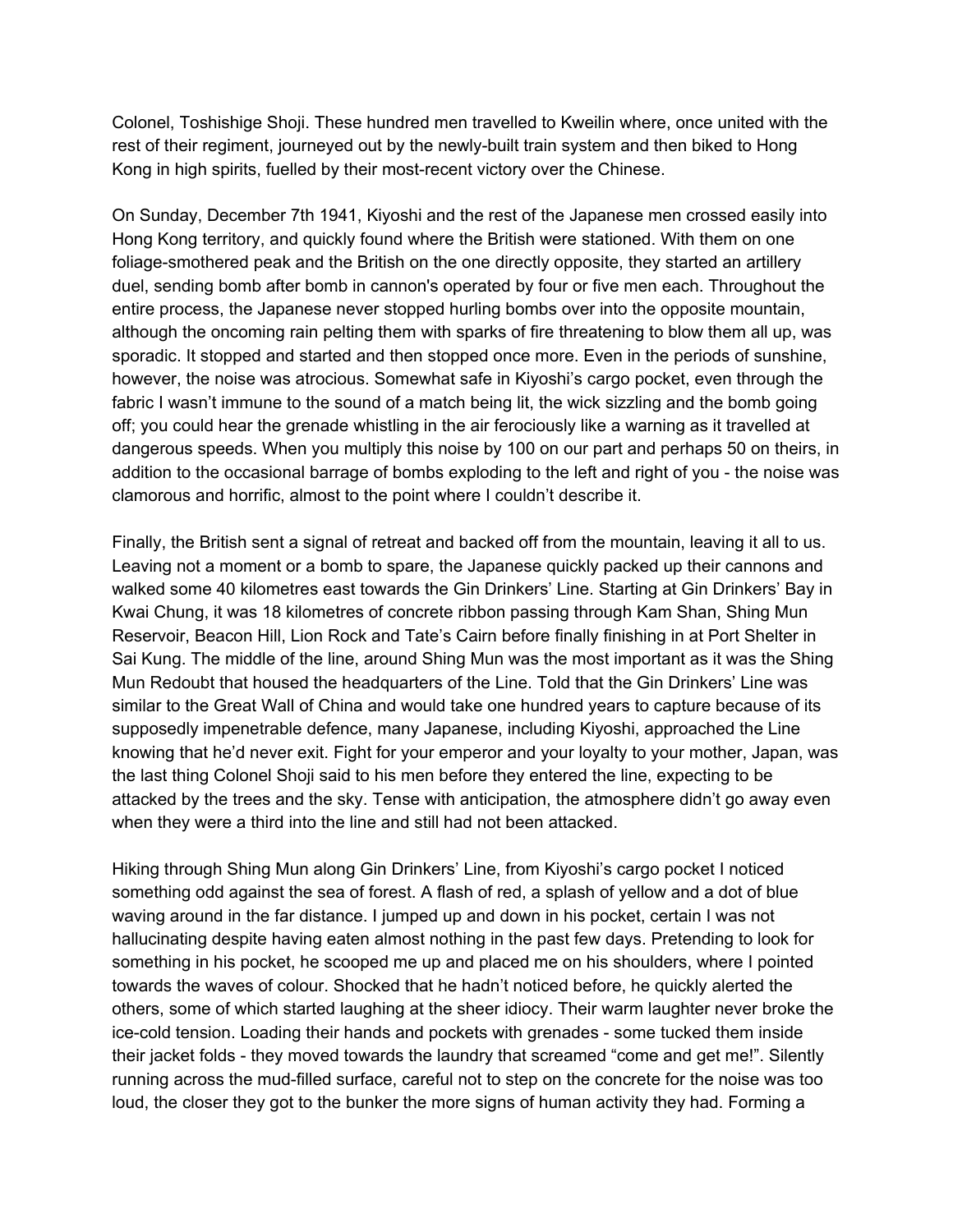Colonel, Toshishige Shoji. These hundred men travelled to Kweilin where, once united with the rest of their regiment, journeyed out by the newly-built train system and then biked to Hong Kong in high spirits, fuelled by their most-recent victory over the Chinese.

On Sunday, December 7th 1941, Kiyoshi and the rest of the Japanese men crossed easily into Hong Kong territory, and quickly found where the British were stationed. With them on one foliage-smothered peak and the British on the one directly opposite, they started an artillery duel, sending bomb after bomb in cannon's operated by four or five men each. Throughout the entire process, the Japanese never stopped hurling bombs over into the opposite mountain, although the oncoming rain pelting them with sparks of fire threatening to blow them all up, was sporadic. It stopped and started and then stopped once more. Even in the periods of sunshine, however, the noise was atrocious. Somewhat safe in Kiyoshi's cargo pocket, even through the fabric I wasn't immune to the sound of a match being lit, the wick sizzling and the bomb going off; you could hear the grenade whistling in the air ferociously like a warning as it travelled at dangerous speeds. When you multiply this noise by 100 on our part and perhaps 50 on theirs, in addition to the occasional barrage of bombs exploding to the left and right of you - the noise was clamorous and horrific, almost to the point where I couldn't describe it.

Finally, the British sent a signal of retreat and backed off from the mountain, leaving it all to us. Leaving not a moment or a bomb to spare, the Japanese quickly packed up their cannons and walked some 40 kilometres east towards the Gin Drinkers' Line. Starting at Gin Drinkers' Bay in Kwai Chung, it was 18 kilometres of concrete ribbon passing through Kam Shan, Shing Mun Reservoir, Beacon Hill, Lion Rock and Tate's Cairn before finally finishing in at Port Shelter in Sai Kung. The middle of the line, around Shing Mun was the most important as it was the Shing Mun Redoubt that housed the headquarters of the Line. Told that the Gin Drinkers' Line was similar to the Great Wall of China and would take one hundred years to capture because of its supposedly impenetrable defence, many Japanese, including Kiyoshi, approached the Line knowing that he'd never exit. Fight for your emperor and your loyalty to your mother, Japan, was the last thing Colonel Shoji said to his men before they entered the line, expecting to be attacked by the trees and the sky. Tense with anticipation, the atmosphere didn't go away even when they were a third into the line and still had not been attacked.

Hiking through Shing Mun along Gin Drinkers' Line, from Kiyoshi's cargo pocket I noticed something odd against the sea of forest. A flash of red, a splash of yellow and a dot of blue waving around in the far distance. I jumped up and down in his pocket, certain I was not hallucinating despite having eaten almost nothing in the past few days. Pretending to look for something in his pocket, he scooped me up and placed me on his shoulders, where I pointed towards the waves of colour. Shocked that he hadn't noticed before, he quickly alerted the others, some of which started laughing at the sheer idiocy. Their warm laughter never broke the ice-cold tension. Loading their hands and pockets with grenades - some tucked them inside their jacket folds - they moved towards the laundry that screamed "come and get me!". Silently running across the mud-filled surface, careful not to step on the concrete for the noise was too loud, the closer they got to the bunker the more signs of human activity they had. Forming a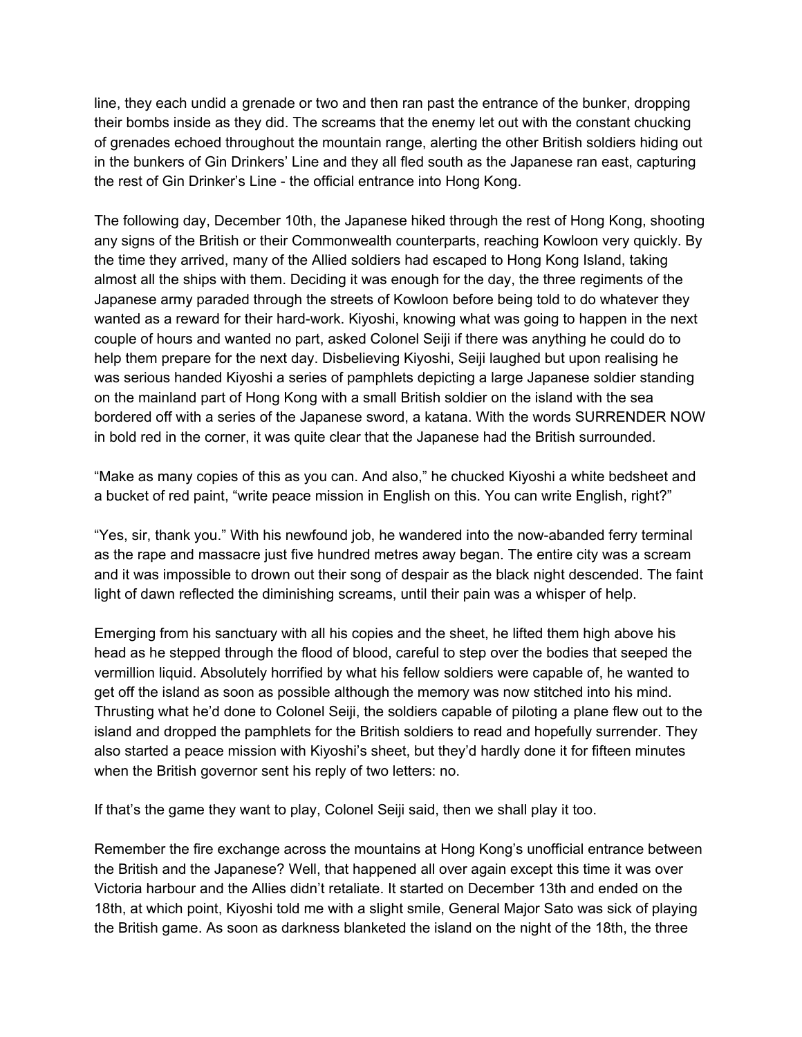line, they each undid a grenade or two and then ran past the entrance of the bunker, dropping their bombs inside as they did. The screams that the enemy let out with the constant chucking of grenades echoed throughout the mountain range, alerting the other British soldiers hiding out in the bunkers of Gin Drinkers' Line and they all fled south as the Japanese ran east, capturing the rest of Gin Drinker's Line - the official entrance into Hong Kong.

The following day, December 10th, the Japanese hiked through the rest of Hong Kong, shooting any signs of the British or their Commonwealth counterparts, reaching Kowloon very quickly. By the time they arrived, many of the Allied soldiers had escaped to Hong Kong Island, taking almost all the ships with them. Deciding it was enough for the day, the three regiments of the Japanese army paraded through the streets of Kowloon before being told to do whatever they wanted as a reward for their hard-work. Kiyoshi, knowing what was going to happen in the next couple of hours and wanted no part, asked Colonel Seiji if there was anything he could do to help them prepare for the next day. Disbelieving Kiyoshi, Seiji laughed but upon realising he was serious handed Kiyoshi a series of pamphlets depicting a large Japanese soldier standing on the mainland part of Hong Kong with a small British soldier on the island with the sea bordered off with a series of the Japanese sword, a katana. With the words SURRENDER NOW in bold red in the corner, it was quite clear that the Japanese had the British surrounded.

"Make as many copies of this as you can. And also," he chucked Kiyoshi a white bedsheet and a bucket of red paint, "write peace mission in English on this. You can write English, right?"

"Yes, sir, thank you." With his newfound job, he wandered into the now-abanded ferry terminal as the rape and massacre just five hundred metres away began. The entire city was a scream and it was impossible to drown out their song of despair as the black night descended. The faint light of dawn reflected the diminishing screams, until their pain was a whisper of help.

Emerging from his sanctuary with all his copies and the sheet, he lifted them high above his head as he stepped through the flood of blood, careful to step over the bodies that seeped the vermillion liquid. Absolutely horrified by what his fellow soldiers were capable of, he wanted to get off the island as soon as possible although the memory was now stitched into his mind. Thrusting what he'd done to Colonel Seiji, the soldiers capable of piloting a plane flew out to the island and dropped the pamphlets for the British soldiers to read and hopefully surrender. They also started a peace mission with Kiyoshi's sheet, but they'd hardly done it for fifteen minutes when the British governor sent his reply of two letters: no.

If that's the game they want to play, Colonel Seiji said, then we shall play it too.

Remember the fire exchange across the mountains at Hong Kong's unofficial entrance between the British and the Japanese? Well, that happened all over again except this time it was over Victoria harbour and the Allies didn't retaliate. It started on December 13th and ended on the 18th, at which point, Kiyoshi told me with a slight smile, General Major Sato was sick of playing the British game. As soon as darkness blanketed the island on the night of the 18th, the three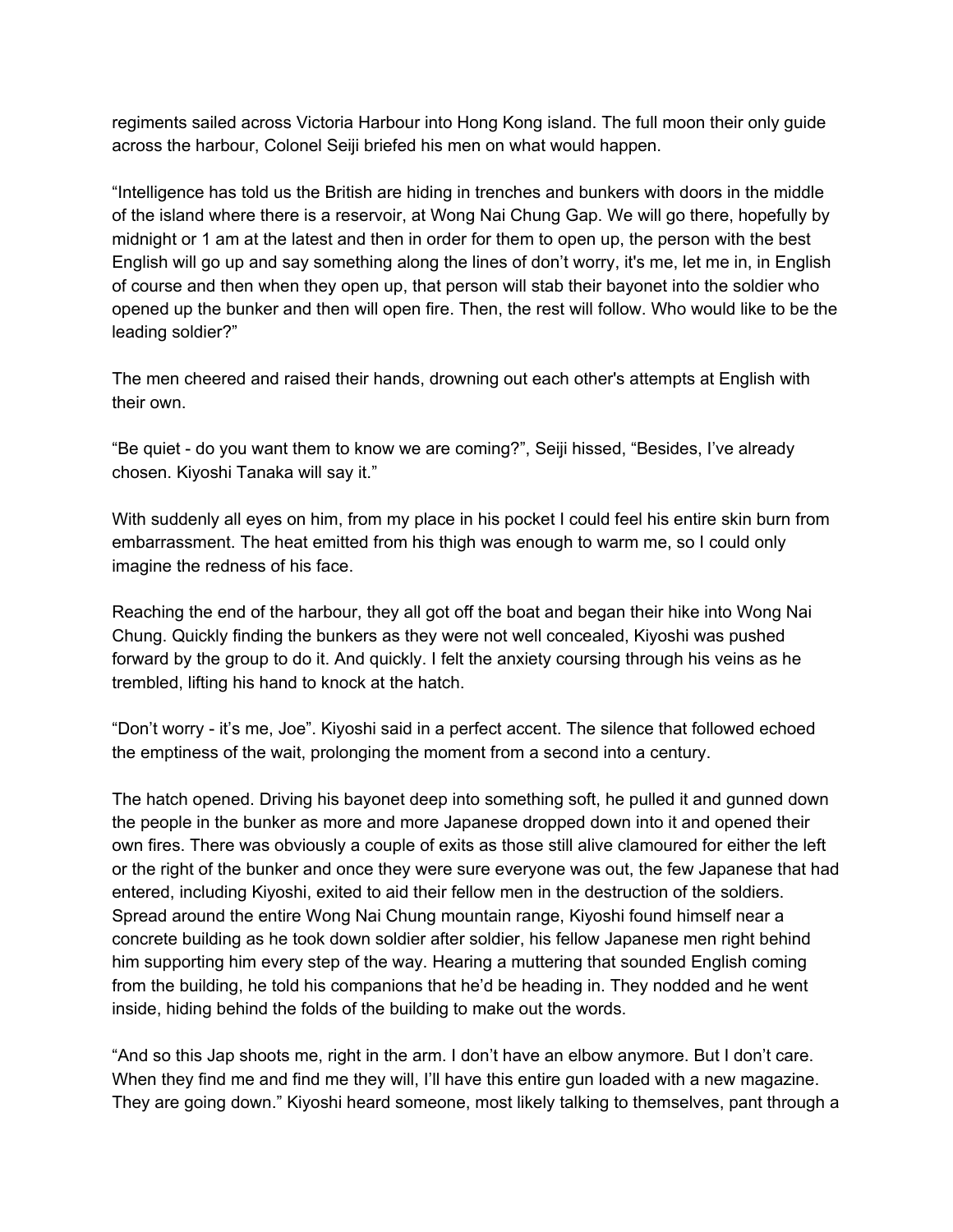regiments sailed across Victoria Harbour into Hong Kong island. The full moon their only guide across the harbour, Colonel Seiji briefed his men on what would happen.

"Intelligence has told us the British are hiding in trenches and bunkers with doors in the middle of the island where there is a reservoir, at Wong Nai Chung Gap. We will go there, hopefully by midnight or 1 am at the latest and then in order for them to open up, the person with the best English will go up and say something along the lines of don't worry, it's me, let me in, in English of course and then when they open up, that person will stab their bayonet into the soldier who opened up the bunker and then will open fire. Then, the rest will follow. Who would like to be the leading soldier?"

The men cheered and raised their hands, drowning out each other's attempts at English with their own.

"Be quiet - do you want them to know we are coming?", Seiji hissed, "Besides, I've already chosen. Kiyoshi Tanaka will say it."

With suddenly all eyes on him, from my place in his pocket I could feel his entire skin burn from embarrassment. The heat emitted from his thigh was enough to warm me, so I could only imagine the redness of his face.

Reaching the end of the harbour, they all got off the boat and began their hike into Wong Nai Chung. Quickly finding the bunkers as they were not well concealed, Kiyoshi was pushed forward by the group to do it. And quickly. I felt the anxiety coursing through his veins as he trembled, lifting his hand to knock at the hatch.

"Don't worry - it's me, Joe". Kiyoshi said in a perfect accent. The silence that followed echoed the emptiness of the wait, prolonging the moment from a second into a century.

The hatch opened. Driving his bayonet deep into something soft, he pulled it and gunned down the people in the bunker as more and more Japanese dropped down into it and opened their own fires. There was obviously a couple of exits as those still alive clamoured for either the left or the right of the bunker and once they were sure everyone was out, the few Japanese that had entered, including Kiyoshi, exited to aid their fellow men in the destruction of the soldiers. Spread around the entire Wong Nai Chung mountain range, Kiyoshi found himself near a concrete building as he took down soldier after soldier, his fellow Japanese men right behind him supporting him every step of the way. Hearing a muttering that sounded English coming from the building, he told his companions that he'd be heading in. They nodded and he went inside, hiding behind the folds of the building to make out the words.

"And so this Jap shoots me, right in the arm. I don't have an elbow anymore. But I don't care. When they find me and find me they will, I'll have this entire gun loaded with a new magazine. They are going down." Kiyoshi heard someone, most likely talking to themselves, pant through a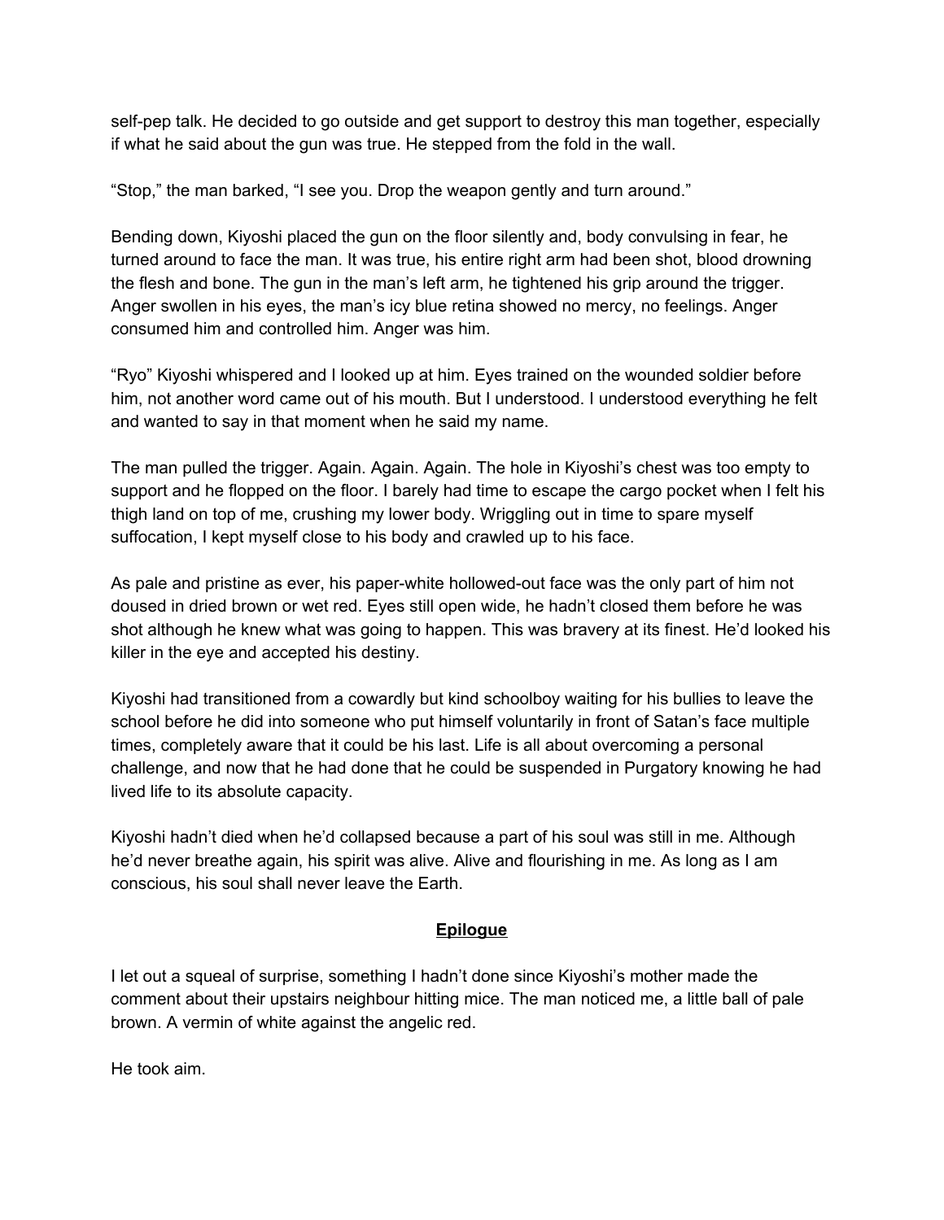self-pep talk. He decided to go outside and get support to destroy this man together, especially if what he said about the gun was true. He stepped from the fold in the wall.

“Stop,” the man barked, “I see you. Drop the weapon gently and turn around.”

Bending down, Kiyoshi placed the gun on the floor silently and, body convulsing in fear, he turned around to face the man. It was true, his entire right arm had been shot, blood drowning the flesh and bone. The gun in the man’s left arm, he tightened his grip around the trigger. Anger swollen in his eyes, the man’s icy blue retina showed no mercy, no feelings. Anger consumed him and controlled him. Anger was him.

“Ryo” Kiyoshi whispered and I looked up at him. Eyes trained on the wounded soldier before him, not another word came out of his mouth. But I understood. I understood everything he felt and wanted to say in that moment when he said my name.

The man pulled the trigger. Again. Again. Again. The hole in Kiyoshi’s chest was too empty to support and he flopped on the floor. I barely had time to escape the cargo pocket when I felt his thigh land on top of me, crushing my lower body. Wriggling out in time to spare myself suffocation, I kept myself close to his body and crawled up to his face.

As pale and pristine as ever, his paper-white hollowed-out face was the only part of him not doused in dried brown or wet red. Eyes still open wide, he hadn’t closed them before he was shot although he knew what was going to happen. This was bravery at its finest. He’d looked his killer in the eye and accepted his destiny.

Kiyoshi had transitioned from a cowardly but kind schoolboy waiting for his bullies to leave the school before he did into someone who put himself voluntarily in front of Satan’s face multiple times, completely aware that it could be his last. Life is all about overcoming a personal challenge, and now that he had done that he could be suspended in Purgatory knowing he had lived life to its absolute capacity.

Kiyoshi hadn’t died when he’d collapsed because a part of his soul was still in me. Although he’d never breathe again, his spirit was alive. Alive and flourishing in me. As long as I am conscious, his soul shall never leave the Earth.

## Epilogue

I let out a squeal of surprise, something I hadn’t done since Kiyoshi’s mother made the comment about their upstairs neighbour hitting mice. The man noticed me, a little ball of pale brown. A vermin of white against the angelic red.

He took aim.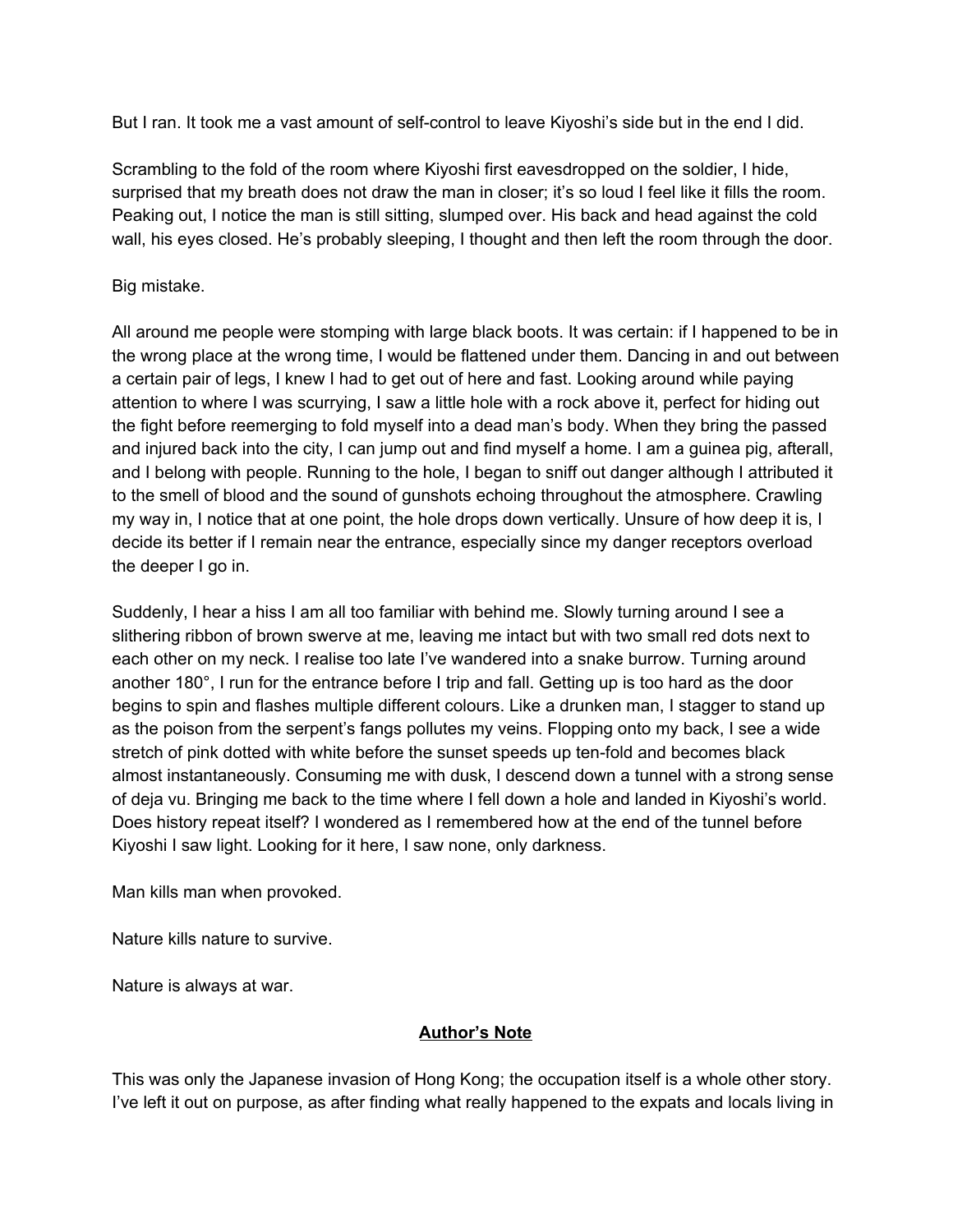But I ran. It took me a vast amount of self-control to leave Kiyoshi's side but in the end I did.

Scrambling to the fold of the room where Kiyoshi first eavesdropped on the soldier, I hide, surprised that my breath does not draw the man in closer; it's so loud I feel like it fills the room. Peaking out, I notice the man is still sitting, slumped over. His back and head against the cold wall, his eyes closed. He's probably sleeping, I thought and then left the room through the door.

Big mistake.

All around me people were stomping with large black boots. It was certain: if I happened to be in the wrong place at the wrong time, I would be flattened under them. Dancing in and out between a certain pair of legs, I knew I had to get out of here and fast. Looking around while paying attention to where I was scurrying, I saw a little hole with a rock above it, perfect for hiding out the fight before reemerging to fold myself into a dead man's body. When they bring the passed and injured back into the city, I can jump out and find myself a home. I am a guinea pig, afterall, and I belong with people. Running to the hole, I began to sniff out danger although I attributed it to the smell of blood and the sound of gunshots echoing throughout the atmosphere. Crawling my way in, I notice that at one point, the hole drops down vertically. Unsure of how deep it is, I decide its better if I remain near the entrance, especially since my danger receptors overload the deeper I go in.

Suddenly, I hear a hiss I am all too familiar with behind me. Slowly turning around I see a slithering ribbon of brown swerve at me, leaving me intact but with two small red dots next to each other on my neck. I realise too late I've wandered into a snake burrow. Turning around another 180°, I run for the entrance before I trip and fall. Getting up is too hard as the door begins to spin and flashes multiple different colours. Like a drunken man, I stagger to stand up as the poison from the serpent's fangs pollutes my veins. Flopping onto my back, I see a wide stretch of pink dotted with white before the sunset speeds up ten-fold and becomes black almost instantaneously. Consuming me with dusk, I descend down a tunnel with a strong sense of deja vu. Bringing me back to the time where I fell down a hole and landed in Kiyoshi's world. Does history repeat itself? I wondered as I remembered how at the end of the tunnel before Kiyoshi I saw light. Looking for it here, I saw none, only darkness.

Man kills man when provoked.

Nature kills nature to survive.

Nature is always at war.

## **Author's Note**

This was only the Japanese invasion of Hong Kong; the occupation itself is a whole other story. I've left it out on purpose, as after finding what really happened to the expats and locals living in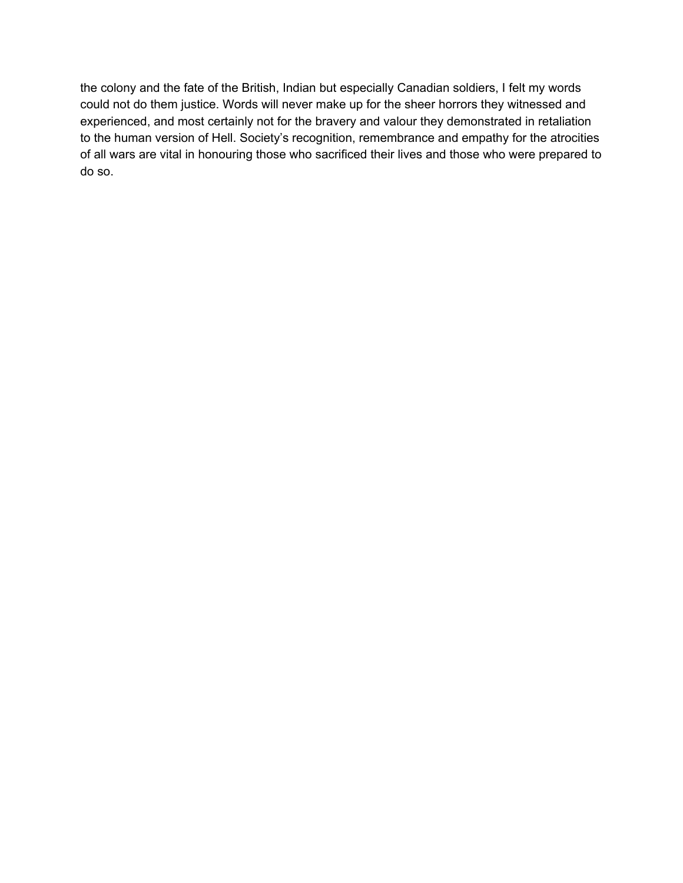the colony and the fate of the British, Indian but especially Canadian soldiers, I felt my words could not do them justice. Words will never make up for the sheer horrors they witnessed and experienced, and most certainly not for the bravery and valour they demonstrated in retaliation to the human version of Hell. Society's recognition, remembrance and empathy for the atrocities of all wars are vital in honouring those who sacrificed their lives and those who were prepared to do so.